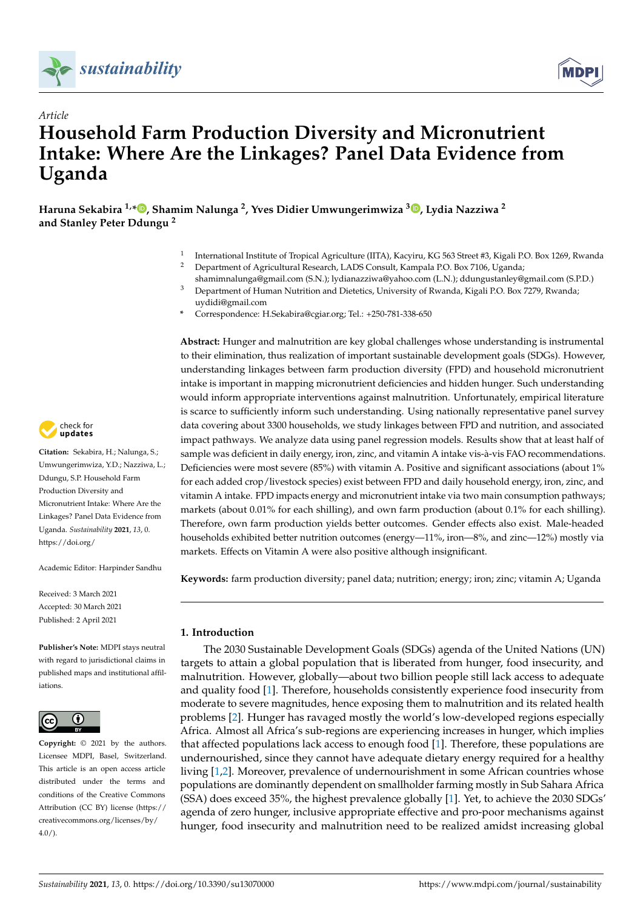*Article*

# Household Farm Production Diversity and Micronutrient Intake: Where Are the Linkages? Panel Data Evidence from Uganda

**Haruna Sekabira [1,*], Shamim Nalunga [2], Yves Didier Umwungerimwiza [3], Lydia Nazziwa [2] and Stanley Peter Ddungu [2]**

[1] International Institute of Tropical Agriculture (IITA), Kacyiru, KG 563 Street #3, Kigali P.O. Box 1269, Rwanda
[2] Department of Agricultural Research, LADS Consult, Kampala P.O. Box 7106, Uganda; shamimnalunga@gmail.com (S.N.); lydianazziwa@yahoo.com (L.N.); ddungustanley@gmail.com (S.P.D.)
[3] Department of Human Nutrition and Dietetics, University of Rwanda, Kigali P.O. Box 7279, Rwanda; uydidi@gmail.com
* Correspondence: H.Sekabira@cgiar.org; Tel.: +250-781-338-650

**Abstract:** Hunger and malnutrition are key global challenges whose understanding is instrumental to their elimination, thus realization of important sustainable development goals (SDGs). However, understanding linkages between farm production diversity (FPD) and household micronutrient intake is important in mapping micronutrient deficiencies and hidden hunger. Such understanding would inform appropriate interventions against malnutrition. Unfortunately, empirical literature is scarce to sufficiently inform such understanding. Using nationally representative panel survey data covering about 3300 households, we study linkages between FPD and nutrition, and associated impact pathways. We analyze data using panel regression models. Results show that at least half of sample was deficient in daily energy, iron, zinc, and vitamin A intake vis-à-vis FAO recommendations. Deficiencies were most severe (85%) with vitamin A. Positive and significant associations (about 1% for each added crop/livestock species) exist between FPD and daily household energy, iron, zinc, and vitamin A intake. FPD impacts energy and micronutrient intake via two main consumption pathways; markets (about 0.01% for each shilling), and own farm production (about 0.1% for each shilling). Therefore, own farm production yields better outcomes. Gender effects also exist. Male-headed households exhibited better nutrition outcomes (energy—11%, iron—8%, and zinc—12%) mostly via markets. Effects on Vitamin A were also positive although insignificant.

**Keywords:** farm production diversity; panel data; nutrition; energy; iron; zinc; vitamin A; Uganda

**Citation:** Sekabira, H.; Nalunga, S.; Umwungerimwiza, Y.D.; Nazziwa, L.; Ddungu, S.P. Household Farm Production Diversity and Micronutrient Intake: Where Are the Linkages? Panel Data Evidence from Uganda. *Sustainability* **2021**, *13*, 0. https://doi.org/

Academic Editor: Harpinder Sandhu

Received: 3 March 2021
Accepted: 30 March 2021
Published: 2 April 2021

**Publisher's Note:** MDPI stays neutral with regard to jurisdictional claims in published maps and institutional affiliations.

**Copyright:** © 2021 by the authors. Licensee MDPI, Basel, Switzerland. This article is an open access article distributed under the terms and conditions of the Creative Commons Attribution (CC BY) license (https://creativecommons.org/licenses/by/4.0/).

## 1. Introduction

The 2030 Sustainable Development Goals (SDGs) agenda of the United Nations (UN) targets to attain a global population that is liberated from hunger, food insecurity, and malnutrition. However, globally—about two billion people still lack access to adequate and quality food [1]. Therefore, households consistently experience food insecurity from moderate to severe magnitudes, hence exposing them to malnutrition and its related health problems [2]. Hunger has ravaged mostly the world's low-developed regions especially Africa. Almost all Africa's sub-regions are experiencing increases in hunger, which implies that affected populations lack access to enough food [1]. Therefore, these populations are undernourished, since they cannot have adequate dietary energy required for a healthy living [1,2]. Moreover, prevalence of undernourishment in some African countries whose populations are dominantly dependent on smallholder farming mostly in Sub Sahara Africa (SSA) does exceed 35%, the highest prevalence globally [1]. Yet, to achieve the 2030 SDGs' agenda of zero hunger, inclusive appropriate effective and pro-poor mechanisms against hunger, food insecurity and malnutrition need to be realized amidst increasing global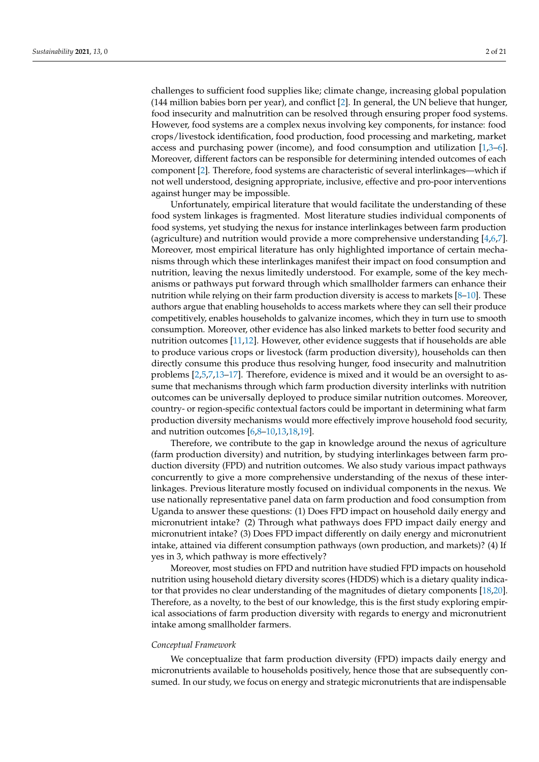challenges to sufficient food supplies like; climate change, increasing global population (144 million babies born per year), and conflict [2]. In general, the UN believe that hunger, food insecurity and malnutrition can be resolved through ensuring proper food systems. However, food systems are a complex nexus involving key components, for instance: food crops/livestock identification, food production, food processing and marketing, market access and purchasing power (income), and food consumption and utilization [1,3–6]. Moreover, different factors can be responsible for determining intended outcomes of each component [2]. Therefore, food systems are characteristic of several interlinkages—which if not well understood, designing appropriate, inclusive, effective and pro-poor interventions against hunger may be impossible.

Unfortunately, empirical literature that would facilitate the understanding of these food system linkages is fragmented. Most literature studies individual components of food systems, yet studying the nexus for instance interlinkages between farm production (agriculture) and nutrition would provide a more comprehensive understanding [4,6,7]. Moreover, most empirical literature has only highlighted importance of certain mechanisms through which these interlinkages manifest their impact on food consumption and nutrition, leaving the nexus limitedly understood. For example, some of the key mechanisms or pathways put forward through which smallholder farmers can enhance their nutrition while relying on their farm production diversity is access to markets [8–10]. These authors argue that enabling households to access markets where they can sell their produce competitively, enables households to galvanize incomes, which they in turn use to smooth consumption. Moreover, other evidence has also linked markets to better food security and nutrition outcomes [11,12]. However, other evidence suggests that if households are able to produce various crops or livestock (farm production diversity), households can then directly consume this produce thus resolving hunger, food insecurity and malnutrition problems [2,5,7,13–17]. Therefore, evidence is mixed and it would be an oversight to assume that mechanisms through which farm production diversity interlinks with nutrition outcomes can be universally deployed to produce similar nutrition outcomes. Moreover, country- or region-specific contextual factors could be important in determining what farm production diversity mechanisms would more effectively improve household food security, and nutrition outcomes [6,8–10,13,18,19].

Therefore, we contribute to the gap in knowledge around the nexus of agriculture (farm production diversity) and nutrition, by studying interlinkages between farm production diversity (FPD) and nutrition outcomes. We also study various impact pathways concurrently to give a more comprehensive understanding of the nexus of these interlinkages. Previous literature mostly focused on individual components in the nexus. We use nationally representative panel data on farm production and food consumption from Uganda to answer these questions: (1) Does FPD impact on household daily energy and micronutrient intake? (2) Through what pathways does FPD impact daily energy and micronutrient intake? (3) Does FPD impact differently on daily energy and micronutrient intake, attained via different consumption pathways (own production, and markets)? (4) If yes in 3, which pathway is more effectively?

Moreover, most studies on FPD and nutrition have studied FPD impacts on household nutrition using household dietary diversity scores (HDDS) which is a dietary quality indicator that provides no clear understanding of the magnitudes of dietary components [18,20]. Therefore, as a novelty, to the best of our knowledge, this is the first study exploring empirical associations of farm production diversity with regards to energy and micronutrient intake among smallholder farmers.

*Conceptual Framework*

We conceptualize that farm production diversity (FPD) impacts daily energy and micronutrients available to households positively, hence those that are subsequently consumed. In our study, we focus on energy and strategic micronutrients that are indispensable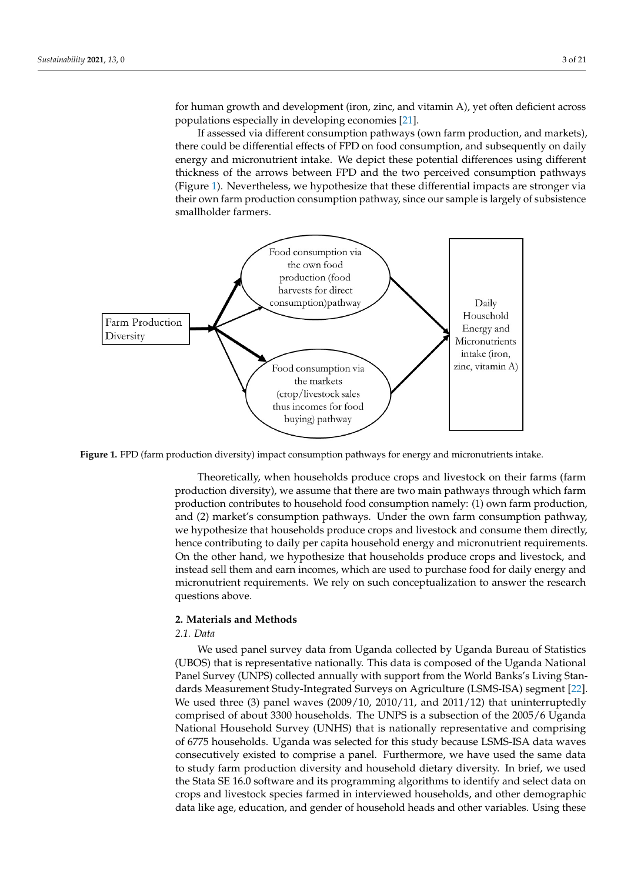for human growth and development (iron, zinc, and vitamin A), yet often deficient across populations especially in developing economies [21].

If assessed via different consumption pathways (own farm production, and markets), there could be differential effects of FPD on food consumption, and subsequently on daily energy and micronutrient intake. We depict these potential differences using different thickness of the arrows between FPD and the two perceived consumption pathways (Figure 1). Nevertheless, we hypothesize that these differential impacts are stronger via their own farm production consumption pathway, since our sample is largely of subsistence smallholder farmers.

**Figure 1.** FPD (farm production diversity) impact consumption pathways for energy and micronutrients intake.

Theoretically, when households produce crops and livestock on their farms (farm production diversity), we assume that there are two main pathways through which farm production contributes to household food consumption namely: (1) own farm production, and (2) market's consumption pathways. Under the own farm consumption pathway, we hypothesize that households produce crops and livestock and consume them directly, hence contributing to daily per capita household energy and micronutrient requirements. On the other hand, we hypothesize that households produce crops and livestock, and instead sell them and earn incomes, which are used to purchase food for daily energy and micronutrient requirements. We rely on such conceptualization to answer the research questions above.

## 2. Materials and Methods

### 2.1. Data

We used panel survey data from Uganda collected by Uganda Bureau of Statistics (UBOS) that is representative nationally. This data is composed of the Uganda National Panel Survey (UNPS) collected annually with support from the World Banks's Living Standards Measurement Study-Integrated Surveys on Agriculture (LSMS-ISA) segment [22]. We used three (3) panel waves (2009/10, 2010/11, and 2011/12) that uninterruptedly comprised of about 3300 households. The UNPS is a subsection of the 2005/6 Uganda National Household Survey (UNHS) that is nationally representative and comprising of 6775 households. Uganda was selected for this study because LSMS-ISA data waves consecutively existed to comprise a panel. Furthermore, we have used the same data to study farm production diversity and household dietary diversity. In brief, we used the Stata SE 16.0 software and its programming algorithms to identify and select data on crops and livestock species farmed in interviewed households, and other demographic data like age, education, and gender of household heads and other variables. Using these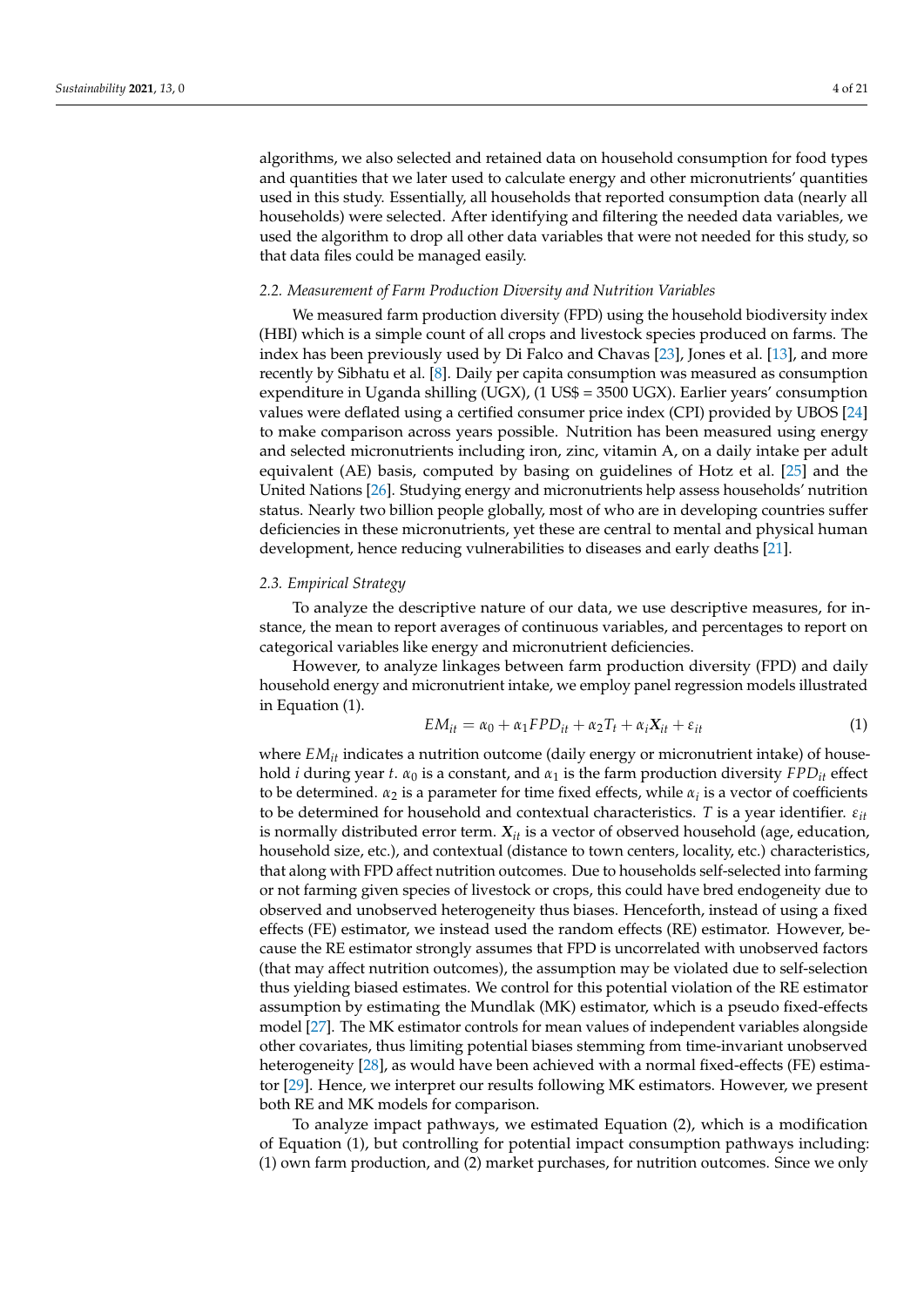algorithms, we also selected and retained data on household consumption for food types and quantities that we later used to calculate energy and other micronutrients' quantities used in this study. Essentially, all households that reported consumption data (nearly all households) were selected. After identifying and filtering the needed data variables, we used the algorithm to drop all other data variables that were not needed for this study, so that data files could be managed easily.

### 2.2. Measurement of Farm Production Diversity and Nutrition Variables

We measured farm production diversity (FPD) using the household biodiversity index (HBI) which is a simple count of all crops and livestock species produced on farms. The index has been previously used by Di Falco and Chavas [23], Jones et al. [13], and more recently by Sibhatu et al. [8]. Daily per capita consumption was measured as consumption expenditure in Uganda shilling (UGX), (1 US$ = 3500 UGX). Earlier years' consumption values were deflated using a certified consumer price index (CPI) provided by UBOS [24] to make comparison across years possible. Nutrition has been measured using energy and selected micronutrients including iron, zinc, vitamin A, on a daily intake per adult equivalent (AE) basis, computed by basing on guidelines of Hotz et al. [25] and the United Nations [26]. Studying energy and micronutrients help assess households' nutrition status. Nearly two billion people globally, most of who are in developing countries suffer deficiencies in these micronutrients, yet these are central to mental and physical human development, hence reducing vulnerabilities to diseases and early deaths [21].

### 2.3. Empirical Strategy

To analyze the descriptive nature of our data, we use descriptive measures, for instance, the mean to report averages of continuous variables, and percentages to report on categorical variables like energy and micronutrient deficiencies.

However, to analyze linkages between farm production diversity (FPD) and daily household energy and micronutrient intake, we employ panel regression models illustrated in Equation (1).

$$EM_{it} = \alpha_0 + \alpha_1 FPD_{it} + \alpha_2 T_t + \alpha_i \boldsymbol{X}_{it} + \varepsilon_{it} \tag{1}$$

where $EM_{it}$ indicates a nutrition outcome (daily energy or micronutrient intake) of household $i$ during year $t$. $\alpha_0$ is a constant, and $\alpha_1$ is the farm production diversity $FPD_{it}$ effect to be determined. $\alpha_2$ is a parameter for time fixed effects, while $\alpha_i$ is a vector of coefficients to be determined for household and contextual characteristics. $T$ is a year identifier. $\varepsilon_{it}$ is normally distributed error term. $\boldsymbol{X}_{it}$ is a vector of observed household (age, education, household size, etc.), and contextual (distance to town centers, locality, etc.) characteristics, that along with FPD affect nutrition outcomes. Due to households self-selected into farming or not farming given species of livestock or crops, this could have bred endogeneity due to observed and unobserved heterogeneity thus biases. Henceforth, instead of using a fixed effects (FE) estimator, we instead used the random effects (RE) estimator. However, because the RE estimator strongly assumes that FPD is uncorrelated with unobserved factors (that may affect nutrition outcomes), the assumption may be violated due to self-selection thus yielding biased estimates. We control for this potential violation of the RE estimator assumption by estimating the Mundlak (MK) estimator, which is a pseudo fixed-effects model [27]. The MK estimator controls for mean values of independent variables alongside other covariates, thus limiting potential biases stemming from time-invariant unobserved heterogeneity [28], as would have been achieved with a normal fixed-effects (FE) estimator [29]. Hence, we interpret our results following MK estimators. However, we present both RE and MK models for comparison.

To analyze impact pathways, we estimated Equation (2), which is a modification of Equation (1), but controlling for potential impact consumption pathways including: (1) own farm production, and (2) market purchases, for nutrition outcomes. Since we only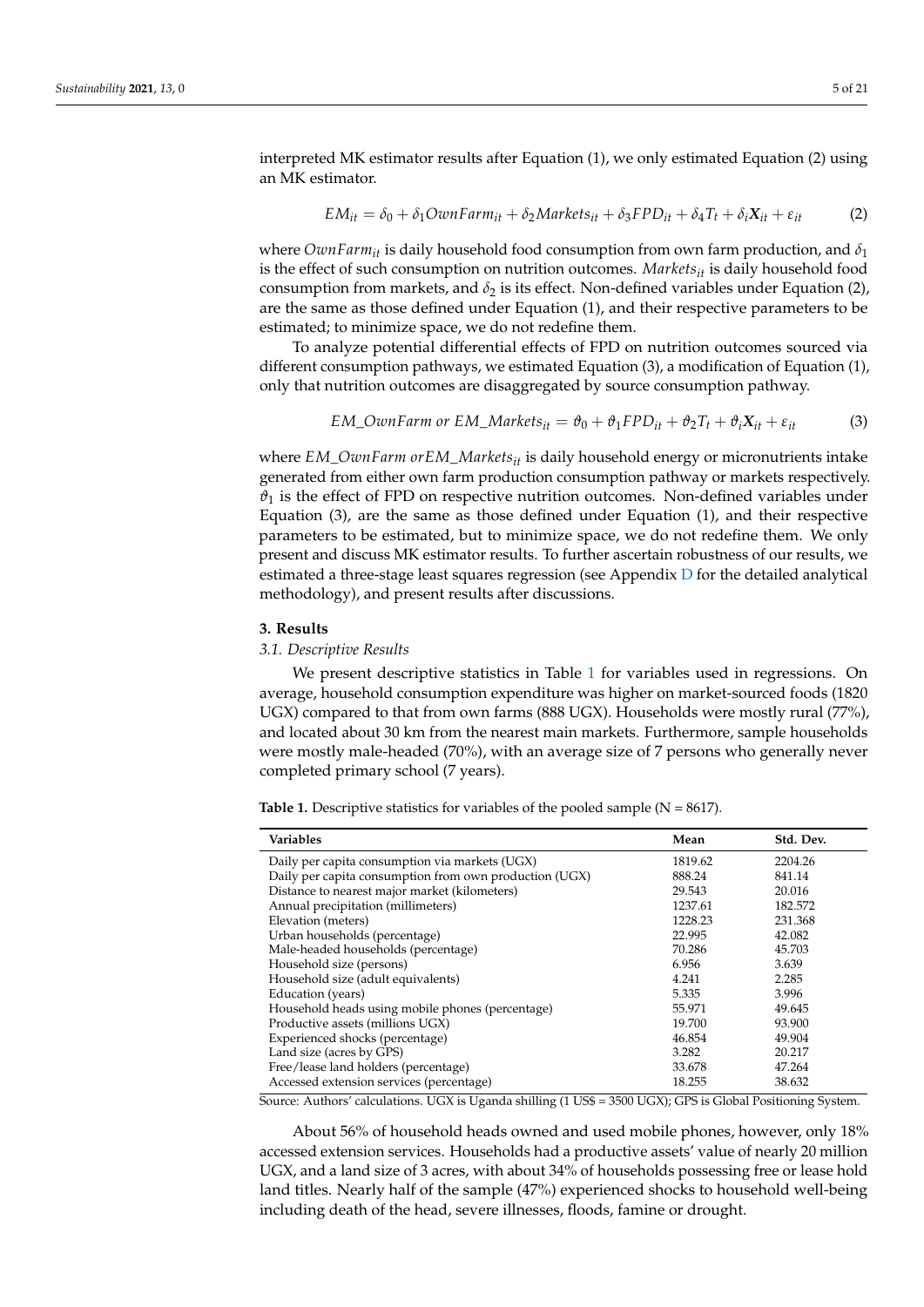interpreted MK estimator results after Equation (1), we only estimated Equation (2) using an MK estimator.

$$EM_{it} = \delta_0 + \delta_1 OwnFarm_{it} + \delta_2 Markets_{it} + \delta_3 FPD_{it} + \delta_4 T_t + \delta_i \boldsymbol{X}_{it} + \varepsilon_{it} \tag{2}$$

where $OwnFarm_{it}$ is daily household food consumption from own farm production, and $\delta_1$ is the effect of such consumption on nutrition outcomes. $Markets_{it}$ is daily household food consumption from markets, and $\delta_2$ is its effect. Non-defined variables under Equation (2), are the same as those defined under Equation (1), and their respective parameters to be estimated; to minimize space, we do not redefine them.

To analyze potential differential effects of FPD on nutrition outcomes sourced via different consumption pathways, we estimated Equation (3), a modification of Equation (1), only that nutrition outcomes are disaggregated by source consumption pathway.

$$EM\_OwnFarm \ or \ EM\_Markets_{it} = \vartheta_0 + \vartheta_1 FPD_{it} + \vartheta_2 T_t + \vartheta_i \boldsymbol{X}_{it} + \varepsilon_{it} \tag{3}$$

where $EM\_OwnFarm \ or EM\_Markets_{it}$ is daily household energy or micronutrients intake generated from either own farm production consumption pathway or markets respectively. $\vartheta_1$ is the effect of FPD on respective nutrition outcomes. Non-defined variables under Equation (3), are the same as those defined under Equation (1), and their respective parameters to be estimated, but to minimize space, we do not redefine them. We only present and discuss MK estimator results. To further ascertain robustness of our results, we estimated a three-stage least squares regression (see Appendix D for the detailed analytical methodology), and present results after discussions.

## 3. Results

### 3.1. Descriptive Results

We present descriptive statistics in Table 1 for variables used in regressions. On average, household consumption expenditure was higher on market-sourced foods (1820 UGX) compared to that from own farms (888 UGX). Households were mostly rural (77%), and located about 30 km from the nearest main markets. Furthermore, sample households were mostly male-headed (70%), with an average size of 7 persons who generally never completed primary school (7 years).

**Table 1.** Descriptive statistics for variables of the pooled sample (N = 8617).

| Variables | Mean | Std. Dev. |
|---|---|---|
| Daily per capita consumption via markets (UGX) | 1819.62 | 2204.26 |
| Daily per capita consumption from own production (UGX) | 888.24 | 841.14 |
| Distance to nearest major market (kilometers) | 29.543 | 20.016 |
| Annual precipitation (millimeters) | 1237.61 | 182.572 |
| Elevation (meters) | 1228.23 | 231.368 |
| Urban households (percentage) | 22.995 | 42.082 |
| Male-headed households (percentage) | 70.286 | 45.703 |
| Household size (persons) | 6.956 | 3.639 |
| Household size (adult equivalents) | 4.241 | 2.285 |
| Education (years) | 5.335 | 3.996 |
| Household heads using mobile phones (percentage) | 55.971 | 49.645 |
| Productive assets (millions UGX) | 19.700 | 93.900 |
| Experienced shocks (percentage) | 46.854 | 49.904 |
| Land size (acres by GPS) | 3.282 | 20.217 |
| Free/lease land holders (percentage) | 33.678 | 47.264 |
| Accessed extension services (percentage) | 18.255 | 38.632 |

Source: Authors' calculations. UGX is Uganda shilling (1 US$ = 3500 UGX); GPS is Global Positioning System.

About 56% of household heads owned and used mobile phones, however, only 18% accessed extension services. Households had a productive assets' value of nearly 20 million UGX, and a land size of 3 acres, with about 34% of households possessing free or lease hold land titles. Nearly half of the sample (47%) experienced shocks to household well-being including death of the head, severe illnesses, floods, famine or drought.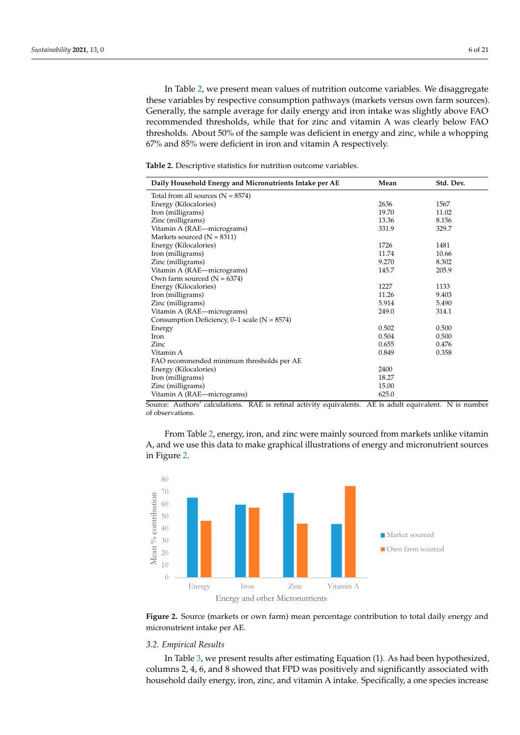In Table 2, we present mean values of nutrition outcome variables. We disaggregate these variables by respective consumption pathways (markets versus own farm sources). Generally, the sample average for daily energy and iron intake was slightly above FAO recommended thresholds, while that for zinc and vitamin A was clearly below FAO thresholds. About 50% of the sample was deficient in energy and zinc, while a whopping 67% and 85% were deficient in iron and vitamin A respectively.

**Table 2.** Descriptive statistics for nutrition outcome variables.

| Daily Household Energy and Micronutrients Intake per AE | Mean | Std. Dev. |
|---|---|---|
| Total from all sources (N = 8574) | | |
| Energy (Kilocalories) | 2636 | 1567 |
| Iron (milligrams) | 19.70 | 11.02 |
| Zinc (milligrams) | 13.36 | 8.156 |
| Vitamin A (RAE—micrograms) | 331.9 | 329.7 |
| Markets sourced (N = 8311) | | |
| Energy (Kilocalories) | 1726 | 1481 |
| Iron (milligrams) | 11.74 | 10.66 |
| Zinc (milligrams) | 9.270 | 8.302 |
| Vitamin A (RAE—micrograms) | 145.7 | 205.9 |
| Own farm sourced (N = 6374) | | |
| Energy (Kilocalories) | 1227 | 1133 |
| Iron (milligrams) | 11.26 | 9.403 |
| Zinc (milligrams) | 5.914 | 5.490 |
| Vitamin A (RAE—micrograms) | 249.0 | 314.1 |
| Consumption Deficiency, 0–1 scale (N = 8574) | | |
| Energy | 0.502 | 0.500 |
| Iron | 0.504 | 0.500 |
| Zinc | 0.655 | 0.476 |
| Vitamin A | 0.849 | 0.358 |
| FAO recommended minimum thresholds per AE | | |
| Energy (Kilocalories) | 2400 | |
| Iron (milligrams) | 18.27 | |
| Zinc (milligrams) | 15.00 | |
| Vitamin A (RAE—micrograms) | 625.0 | |

Source: Authors' calculations. RAE is retinal activity equivalents. AE is adult equivalent. N is number of observations.

From Table 2, energy, iron, and zinc were mainly sourced from markets unlike vitamin A, and we use this data to make graphical illustrations of energy and micronutrient sources in Figure 2.

**Figure 2.** Source (markets or own farm) mean percentage contribution to total daily energy and micronutrient intake per AE.

### 3.2. Empirical Results

In Table 3, we present results after estimating Equation (1). As had been hypothesized, columns 2, 4, 6, and 8 showed that FPD was positively and significantly associated with household daily energy, iron, zinc, and vitamin A intake. Specifically, a one species increase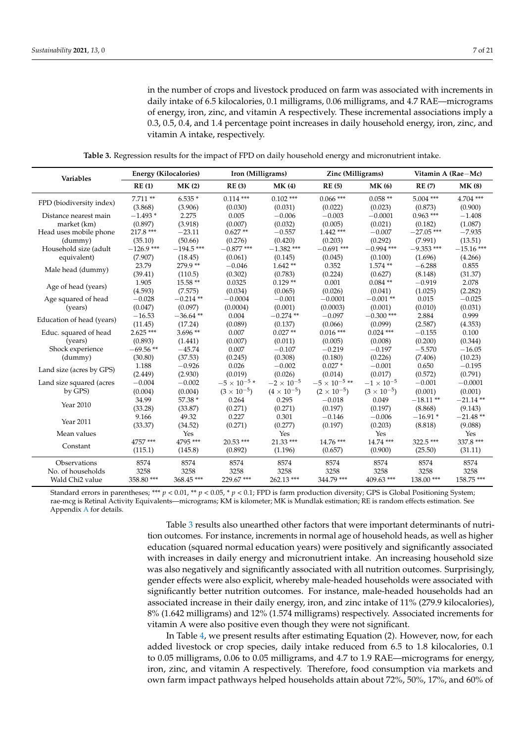in the number of crops and livestock produced on farm was associated with increments in daily intake of 6.5 kilocalories, 0.1 milligrams, 0.06 milligrams, and 4.7 RAE—micrograms of energy, iron, zinc, and vitamin A respectively. These incremental associations imply a 0.3, 0.5, 0.4, and 1.4 percentage point increases in daily household energy, iron, zinc, and vitamin A intake, respectively.

**Table 3.** Regression results for the impact of FPD on daily household energy and micronutrient intake.

| Variables | Energy (Kilocalories) | | Iron (Milligrams) | | Zinc (Milligrams) | | Vitamin A (Rae−Mc) | |
|---|---|---|---|---|---|---|---|---|
| | RE (1) | MK (2) | RE (3) | MK (4) | RE (5) | MK (6) | RE (7) | MK (8) |
| FPD (biodiversity index) | 7.711 ** | 6.535 * | 0.114 *** | 0.102 *** | 0.066 *** | 0.058 ** | 5.004 *** | 4.704 *** |
| | (3.868) | (3.906) | (0.030) | (0.031) | (0.022) | (0.023) | (0.873) | (0.900) |
| Distance nearest main market (km) | −1.493 * | 2.275 | 0.005 | −0.006 | −0.003 | −0.0001 | 0.963 *** | −1.408 |
| | (0.897) | (3.918) | (0.007) | (0.032) | (0.005) | (0.021) | (0.182) | (1.087) |
| Head uses mobile phone (dummy) | 217.8 *** | −23.11 | 0.627 ** | −0.557 | 1.442 *** | −0.007 | −27.05 *** | −7.935 |
| | (35.10) | (50.66) | (0.276) | (0.420) | (0.203) | (0.292) | (7.991) | (13.51) |
| Household size (adult equivalent) | −126.9 *** | −194.5 *** | −0.877 *** | −1.382 *** | −0.691 *** | −0.994 *** | −9.353 *** | −15.16 *** |
| | (7.907) | (18.45) | (0.061) | (0.145) | (0.045) | (0.100) | (1.696) | (4.266) |
| Male head (dummy) | 23.79 | 279.9 ** | −0.046 | 1.642 ** | 0.352 | 1.574 ** | −6.288 | 0.855 |
| | (39.41) | (110.5) | (0.302) | (0.783) | (0.224) | (0.627) | (8.148) | (31.37) |
| Age of head (years) | 1.905 | 15.58 ** | 0.0325 | 0.129 ** | 0.001 | 0.084 ** | −0.919 | 2.078 |
| | (4.593) | (7.575) | (0.034) | (0.065) | (0.026) | (0.041) | (1.025) | (2.282) |
| Age squared of head (years) | −0.028 | −0.214 ** | −0.0004 | −0.001 | −0.0001 | −0.001 ** | 0.015 | −0.025 |
| | (0.047) | (0.097) | (0.0004) | (0.001) | (0.0003) | (0.001) | (0.010) | (0.031) |
| Education of head (years) | −16.53 | −36.64 ** | 0.004 | −0.274 ** | −0.097 | −0.300 *** | 2.884 | 0.999 |
| | (11.45) | (17.24) | (0.089) | (0.137) | (0.066) | (0.099) | (2.587) | (4.353) |
| Educ. squared of head (years) | 2.625 *** | 3.696 ** | 0.007 | 0.027 ** | 0.016 *** | 0.024 *** | −0.155 | 0.100 |
| | (0.893) | (1.441) | (0.007) | (0.011) | (0.005) | (0.008) | (0.200) | (0.344) |
| Shock experience (dummy) | −69.56 ** | −45.74 | 0.007 | −0.107 | −0.219 | −0.197 | −5.570 | −16.05 |
| | (30.80) | (37.53) | (0.245) | (0.308) | (0.180) | (0.226) | (7.406) | (10.23) |
| Land size (acres by GPS) | 1.188 | −0.926 | 0.026 | −0.002 | 0.027 * | −0.001 | 0.650 | −0.195 |
| | (2.449) | (2.930) | (0.019) | (0.026) | (0.014) | (0.017) | (0.572) | (0.791) |
| Land size squared (acres by GPS) | −0.004 | −0.002 | $-5 \times 10^{-5}$ * | $-2 \times 10^{-5}$ | $-5 \times 10^{-5}$ ** | $-1 \times 10^{-5}$ | −0.001 | −0.0001 |
| | (0.004) | (0.004) | ($3 \times 10^{-5}$) | ($4 \times 10^{-5}$) | ($2 \times 10^{-5}$) | ($3 \times 10^{-5}$) | (0.001) | (0.001) |
| Year 2010 | 34.99 | 57.38 * | 0.264 | 0.295 | −0.018 | 0.049 | −18.11 ** | −21.14 ** |
| | (33.28) | (33.87) | (0.271) | (0.271) | (0.197) | (0.197) | (8.868) | (9.143) |
| Year 2011 | 9.166 | 49.32 | 0.227 | 0.301 | −0.146 | −0.006 | −16.91 * | −21.48 ** |
| | (33.37) | (34.52) | (0.271) | (0.277) | (0.197) | (0.203) | (8.818) | (9.088) |
| Mean values | | Yes | | Yes | | Yes | | Yes |
| Constant | 4757 *** | 4795 *** | 20.53 *** | 21.33 *** | 14.76 *** | 14.74 *** | 322.5 *** | 337.8 *** |
| | (115.1) | (145.8) | (0.892) | (1.196) | (0.657) | (0.900) | (25.50) | (31.11) |
| Observations | 8574 | 8574 | 8574 | 8574 | 8574 | 8574 | 8574 | 8574 |
| No. of households | 3258 | 3258 | 3258 | 3258 | 3258 | 3258 | 3258 | 3258 |
| Wald Chi2 value | 358.80 *** | 368.45 *** | 229.67 *** | 262.13 *** | 344.79 *** | 409.63 *** | 138.00 *** | 158.75 *** |

Standard errors in parentheses; *** $p < 0.01$, ** $p < 0.05$, * $p < 0.1$; FPD is farm production diversity; GPS is Global Positioning System; rae-mcg is Retinal Activity Equivalents—micrograms; KM is kilometer; MK is Mundlak estimation; RE is random effects estimation. See Appendix A for details.

Table 3 results also unearthed other factors that were important determinants of nutrition outcomes. For instance, increments in normal age of household heads, as well as higher education (squared normal education years) were positively and significantly associated with increases in daily energy and micronutrient intake. An increasing household size was also negatively and significantly associated with all nutrition outcomes. Surprisingly, gender effects were also explicit, whereby male-headed households were associated with significantly better nutrition outcomes. For instance, male-headed households had an associated increase in their daily energy, iron, and zinc intake of 11% (279.9 kilocalories), 8% (1.642 milligrams) and 12% (1.574 milligrams) respectively. Associated increments for vitamin A were also positive even though they were not significant.

In Table 4, we present results after estimating Equation (2). However, now, for each added livestock or crop species, daily intake reduced from 6.5 to 1.8 kilocalories, 0.1 to 0.05 milligrams, 0.06 to 0.05 milligrams, and 4.7 to 1.9 RAE—micrograms for energy, iron, zinc, and vitamin A respectively. Therefore, food consumption via markets and own farm impact pathways helped households attain about 72%, 50%, 17%, and 60% of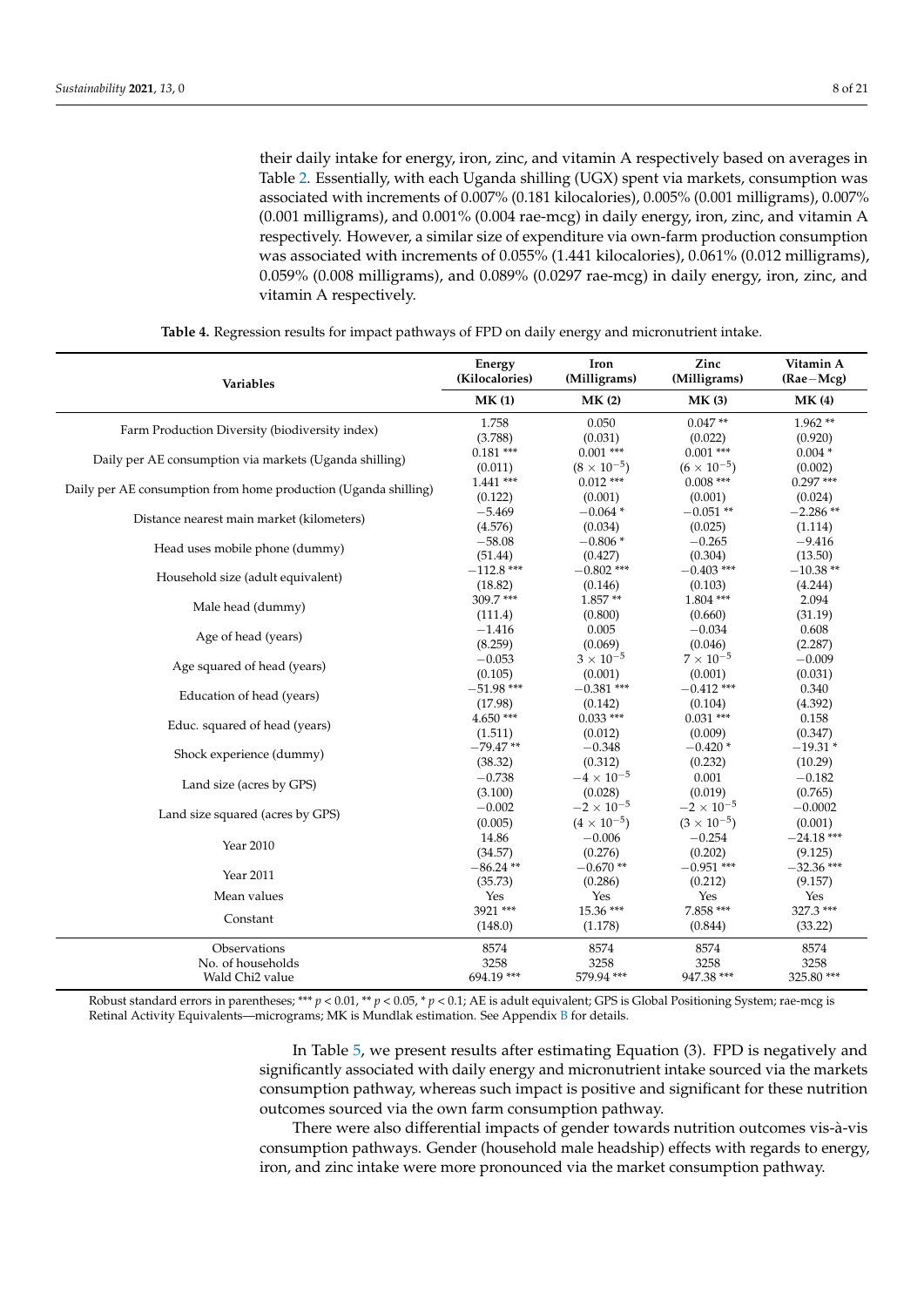their daily intake for energy, iron, zinc, and vitamin A respectively based on averages in Table 2. Essentially, with each Uganda shilling (UGX) spent via markets, consumption was associated with increments of 0.007% (0.181 kilocalories), 0.005% (0.001 milligrams), 0.007% (0.001 milligrams), and 0.001% (0.004 rae-mcg) in daily energy, iron, zinc, and vitamin A respectively. However, a similar size of expenditure via own-farm production consumption was associated with increments of 0.055% (1.441 kilocalories), 0.061% (0.012 milligrams), 0.059% (0.008 milligrams), and 0.089% (0.0297 rae-mcg) in daily energy, iron, zinc, and vitamin A respectively.

**Table 4.** Regression results for impact pathways of FPD on daily energy and micronutrient intake.

| Variables | Energy (Kilocalories) | Iron (Milligrams) | Zinc (Milligrams) | Vitamin A (Rae−Mcg) |
|---|---|---|---|---|
| | MK (1) | MK (2) | MK (3) | MK (4) |
| Farm Production Diversity (biodiversity index) | 1.758 | 0.050 | 0.047 ** | 1.962 ** |
| | (3.788) | (0.031) | (0.022) | (0.920) |
| Daily per AE consumption via markets (Uganda shilling) | 0.181 *** | 0.001 *** | 0.001 *** | 0.004 * |
| | (0.011) | ($8 \times 10^{-5}$) | ($6 \times 10^{-5}$) | (0.002) |
| Daily per AE consumption from home production (Uganda shilling) | 1.441 *** | 0.012 *** | 0.008 *** | 0.297 *** |
| | (0.122) | (0.001) | (0.001) | (0.024) |
| Distance nearest main market (kilometers) | −5.469 | −0.064 * | −0.051 ** | −2.286 ** |
| | (4.576) | (0.034) | (0.025) | (1.114) |
| Head uses mobile phone (dummy) | −58.08 | −0.806 * | −0.265 | −9.416 |
| | (51.44) | (0.427) | (0.304) | (13.50) |
| Household size (adult equivalent) | −112.8 *** | −0.802 *** | −0.403 *** | −10.38 ** |
| | (18.82) | (0.146) | (0.103) | (4.244) |
| Male head (dummy) | 309.7 *** | 1.857 ** | 1.804 *** | 2.094 |
| | (111.4) | (0.800) | (0.660) | (31.19) |
| Age of head (years) | −1.416 | 0.005 | −0.034 | 0.608 |
| | (8.259) | (0.069) | (0.046) | (2.287) |
| Age squared of head (years) | −0.053 | $3 \times 10^{-5}$ | $7 \times 10^{-5}$ | −0.009 |
| | (0.105) | (0.001) | (0.001) | (0.031) |
| Education of head (years) | −51.98 *** | −0.381 *** | −0.412 *** | 0.340 |
| | (17.98) | (0.142) | (0.104) | (4.392) |
| Educ. squared of head (years) | 4.650 *** | 0.033 *** | 0.031 *** | 0.158 |
| | (1.511) | (0.012) | (0.009) | (0.347) |
| Shock experience (dummy) | −79.47 ** | −0.348 | −0.420 * | −19.31 * |
| | (38.32) | (0.312) | (0.232) | (10.29) |
| Land size (acres by GPS) | −0.738 | $-4 \times 10^{-5}$ | 0.001 | −0.182 |
| | (3.100) | (0.028) | (0.019) | (0.765) |
| Land size squared (acres by GPS) | −0.002 | $-2 \times 10^{-5}$ | $-2 \times 10^{-5}$ | −0.0002 |
| | (0.005) | ($4 \times 10^{-5}$) | ($3 \times 10^{-5}$) | (0.001) |
| Year 2010 | 14.86 | −0.006 | −0.254 | −24.18 *** |
| | (34.57) | (0.276) | (0.202) | (9.125) |
| Year 2011 | −86.24 ** | −0.670 ** | −0.951 *** | −32.36 *** |
| | (35.73) | (0.286) | (0.212) | (9.157) |
| Mean values | Yes | Yes | Yes | Yes |
| Constant | 3921 *** | 15.36 *** | 7.858 *** | 327.3 *** |
| | (148.0) | (1.178) | (0.844) | (33.22) |
| Observations | 8574 | 8574 | 8574 | 8574 |
| No. of households | 3258 | 3258 | 3258 | 3258 |
| Wald Chi2 value | 694.19 *** | 579.94 *** | 947.38 *** | 325.80 *** |

Robust standard errors in parentheses; *** $p < 0.01$, ** $p < 0.05$, * $p < 0.1$; AE is adult equivalent; GPS is Global Positioning System; rae-mcg is Retinal Activity Equivalents—micrograms; MK is Mundlak estimation. See Appendix B for details.

In Table 5, we present results after estimating Equation (3). FPD is negatively and significantly associated with daily energy and micronutrient intake sourced via the markets consumption pathway, whereas such impact is positive and significant for these nutrition outcomes sourced via the own farm consumption pathway.

There were also differential impacts of gender towards nutrition outcomes vis-à-vis consumption pathways. Gender (household male headship) effects with regards to energy, iron, and zinc intake were more pronounced via the market consumption pathway.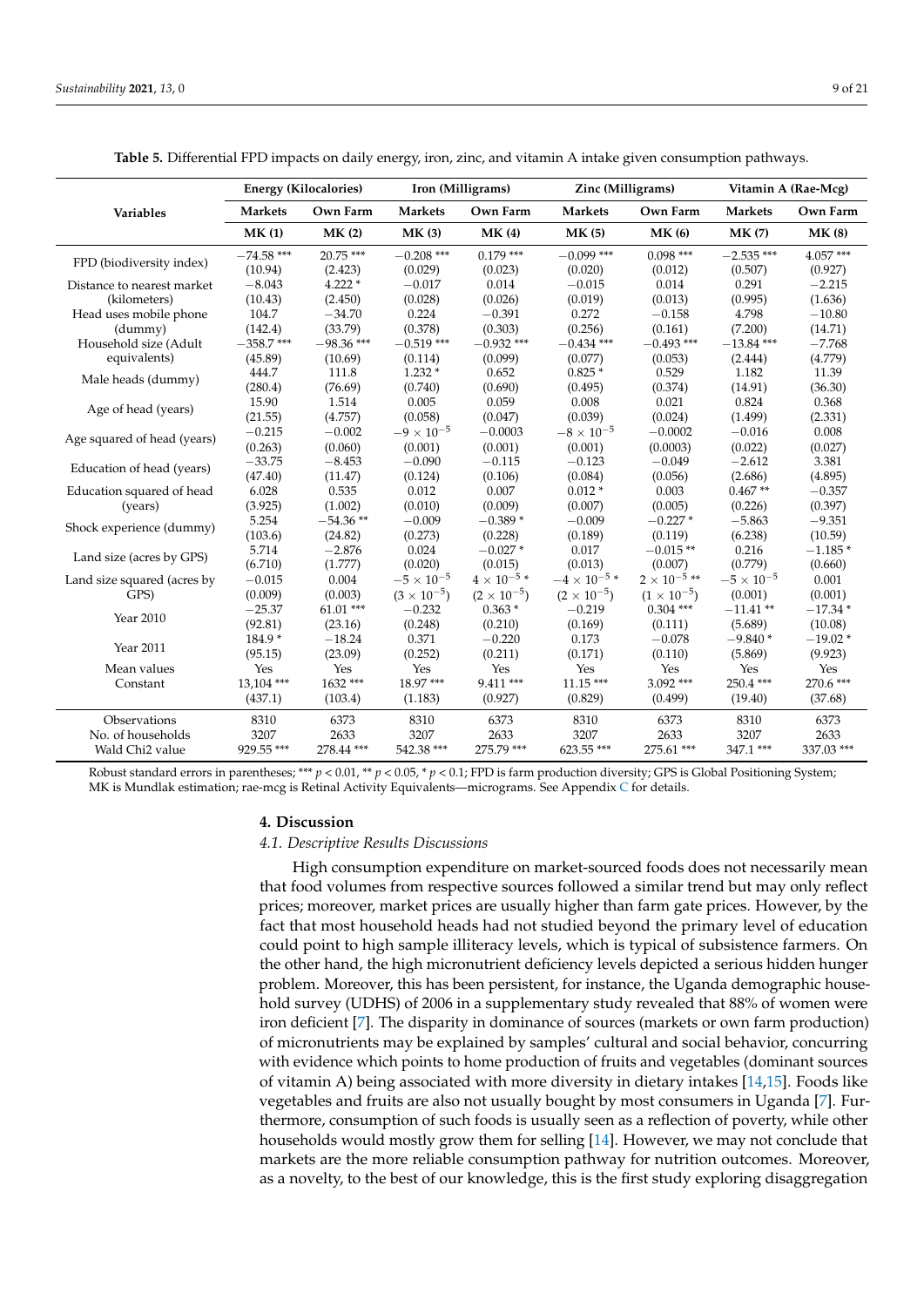**Table 5.** Differential FPD impacts on daily energy, iron, zinc, and vitamin A intake given consumption pathways.

| Variables | Energy (Kilocalories) | | Iron (Milligrams) | | Zinc (Milligrams) | | Vitamin A (Rae-Mcg) | |
|---|---|---|---|---|---|---|---|---|
| | Markets | Own Farm | Markets | Own Farm | Markets | Own Farm | Markets | Own Farm |
| | MK (1) | MK (2) | MK (3) | MK (4) | MK (5) | MK (6) | MK (7) | MK (8) |
| FPD (biodiversity index) | −74.58 *** | 20.75 *** | −0.208 *** | 0.179 *** | −0.099 *** | 0.098 *** | −2.535 *** | 4.057 *** |
| | (10.94) | (2.423) | (0.029) | (0.023) | (0.020) | (0.012) | (0.507) | (0.927) |
| Distance to nearest market | −8.043 | 4.222 * | −0.017 | 0.014 | −0.015 | 0.014 | 0.291 | −2.215 |
| (kilometers) | (10.43) | (2.450) | (0.028) | (0.026) | (0.019) | (0.013) | (0.995) | (1.636) |
| Head uses mobile phone | 104.7 | −34.70 | 0.224 | −0.391 | 0.272 | −0.158 | 4.798 | −10.80 |
| (dummy) | (142.4) | (33.79) | (0.378) | (0.303) | (0.256) | (0.161) | (7.200) | (14.71) |
| Household size (Adult | −358.7 *** | −98.36 *** | −0.519 *** | −0.932 *** | −0.434 *** | −0.493 *** | −13.84 *** | −7.768 |
| equivalents) | (45.89) | (10.69) | (0.114) | (0.099) | (0.077) | (0.053) | (2.444) | (4.779) |
| Male heads (dummy) | 444.7 | 111.8 | 1.232 * | 0.652 | 0.825 * | 0.529 | 1.182 | 11.39 |
| | (280.4) | (76.69) | (0.740) | (0.690) | (0.495) | (0.374) | (14.91) | (36.30) |
| Age of head (years) | 15.90 | 1.514 | 0.005 | 0.059 | 0.008 | 0.021 | 0.824 | 0.368 |
| | (21.55) | (4.757) | (0.058) | (0.047) | (0.039) | (0.024) | (1.499) | (2.331) |
| Age squared of head (years) | −0.215 | −0.002 | $-9 \times 10^{-5}$ | −0.0003 | $-8 \times 10^{-5}$ | −0.0002 | −0.016 | 0.008 |
| | (0.263) | (0.060) | (0.001) | (0.001) | (0.001) | (0.0003) | (0.022) | (0.027) |
| Education of head (years) | −33.75 | −8.453 | −0.090 | −0.115 | −0.123 | −0.049 | −2.612 | 3.381 |
| | (47.40) | (11.47) | (0.124) | (0.106) | (0.084) | (0.056) | (2.686) | (4.895) |
| Education squared of head | 6.028 | 0.535 | 0.012 | 0.007 | 0.012 * | 0.003 | 0.467 ** | −0.357 |
| (years) | (3.925) | (1.002) | (0.010) | (0.009) | (0.007) | (0.005) | (0.226) | (0.397) |
| Shock experience (dummy) | 5.254 | −54.36 ** | −0.009 | −0.389 * | −0.009 | −0.227 * | −5.863 | −9.351 |
| | (103.6) | (24.82) | (0.273) | (0.228) | (0.189) | (0.119) | (6.238) | (10.59) |
| Land size (acres by GPS) | 5.714 | −2.876 | 0.024 | −0.027 * | 0.017 | −0.015 ** | 0.216 | −1.185 * |
| | (6.710) | (1.777) | (0.020) | (0.015) | (0.013) | (0.007) | (0.779) | (0.660) |
| Land size squared (acres by | −0.015 | 0.004 | $-5 \times 10^{-5}$ | $4 \times 10^{-5}$ * | $-4 \times 10^{-5}$ * | $2 \times 10^{-5}$ ** | $-5 \times 10^{-5}$ | 0.001 |
| GPS) | (0.009) | (0.003) | $(3 \times 10^{-5})$ | $(2 \times 10^{-5})$ | $(2 \times 10^{-5})$ | $(1 \times 10^{-5})$ | (0.001) | (0.001) |
| Year 2010 | −25.37 | 61.01 *** | −0.232 | 0.363 * | −0.219 | 0.304 *** | −11.41 ** | −17.34 * |
| | (92.81) | (23.16) | (0.248) | (0.210) | (0.169) | (0.111) | (5.689) | (10.08) |
| Year 2011 | 184.9 * | −18.24 | 0.371 | −0.220 | 0.173 | −0.078 | −9.840 * | −19.02 * |
| | (95.15) | (23.09) | (0.252) | (0.211) | (0.171) | (0.110) | (5.869) | (9.923) |
| Mean values | Yes | Yes | Yes | Yes | Yes | Yes | Yes | Yes |
| Constant | 13,104 *** | 1632 *** | 18.97 *** | 9.411 *** | 11.15 *** | 3.092 *** | 250.4 *** | 270.6 *** |
| | (437.1) | (103.4) | (1.183) | (0.927) | (0.829) | (0.499) | (19.40) | (37.68) |
| Observations | 8310 | 6373 | 8310 | 6373 | 8310 | 6373 | 8310 | 6373 |
| No. of households | 3207 | 2633 | 3207 | 2633 | 3207 | 2633 | 3207 | 2633 |
| Wald Chi2 value | 929.55 *** | 278.44 *** | 542.38 *** | 275.79 *** | 623.55 *** | 275.61 *** | 347.1 *** | 337.03 *** |

Robust standard errors in parentheses; *** $p < 0.01$, ** $p < 0.05$, * $p < 0.1$; FPD is farm production diversity; GPS is Global Positioning System; MK is Mundlak estimation; rae-mcg is Retinal Activity Equivalents—micrograms. See Appendix C for details.

## 4. Discussion

### 4.1. Descriptive Results Discussions

High consumption expenditure on market-sourced foods does not necessarily mean that food volumes from respective sources followed a similar trend but may only reflect prices; moreover, market prices are usually higher than farm gate prices. However, by the fact that most household heads had not studied beyond the primary level of education could point to high sample illiteracy levels, which is typical of subsistence farmers. On the other hand, the high micronutrient deficiency levels depicted a serious hidden hunger problem. Moreover, this has been persistent, for instance, the Uganda demographic household survey (UDHS) of 2006 in a supplementary study revealed that 88% of women were iron deficient [7]. The disparity in dominance of sources (markets or own farm production) of micronutrients may be explained by samples' cultural and social behavior, concurring with evidence which points to home production of fruits and vegetables (dominant sources of vitamin A) being associated with more diversity in dietary intakes [14,15]. Foods like vegetables and fruits are also not usually bought by most consumers in Uganda [7]. Furthermore, consumption of such foods is usually seen as a reflection of poverty, while other households would mostly grow them for selling [14]. However, we may not conclude that markets are the more reliable consumption pathway for nutrition outcomes. Moreover, as a novelty, to the best of our knowledge, this is the first study exploring disaggregation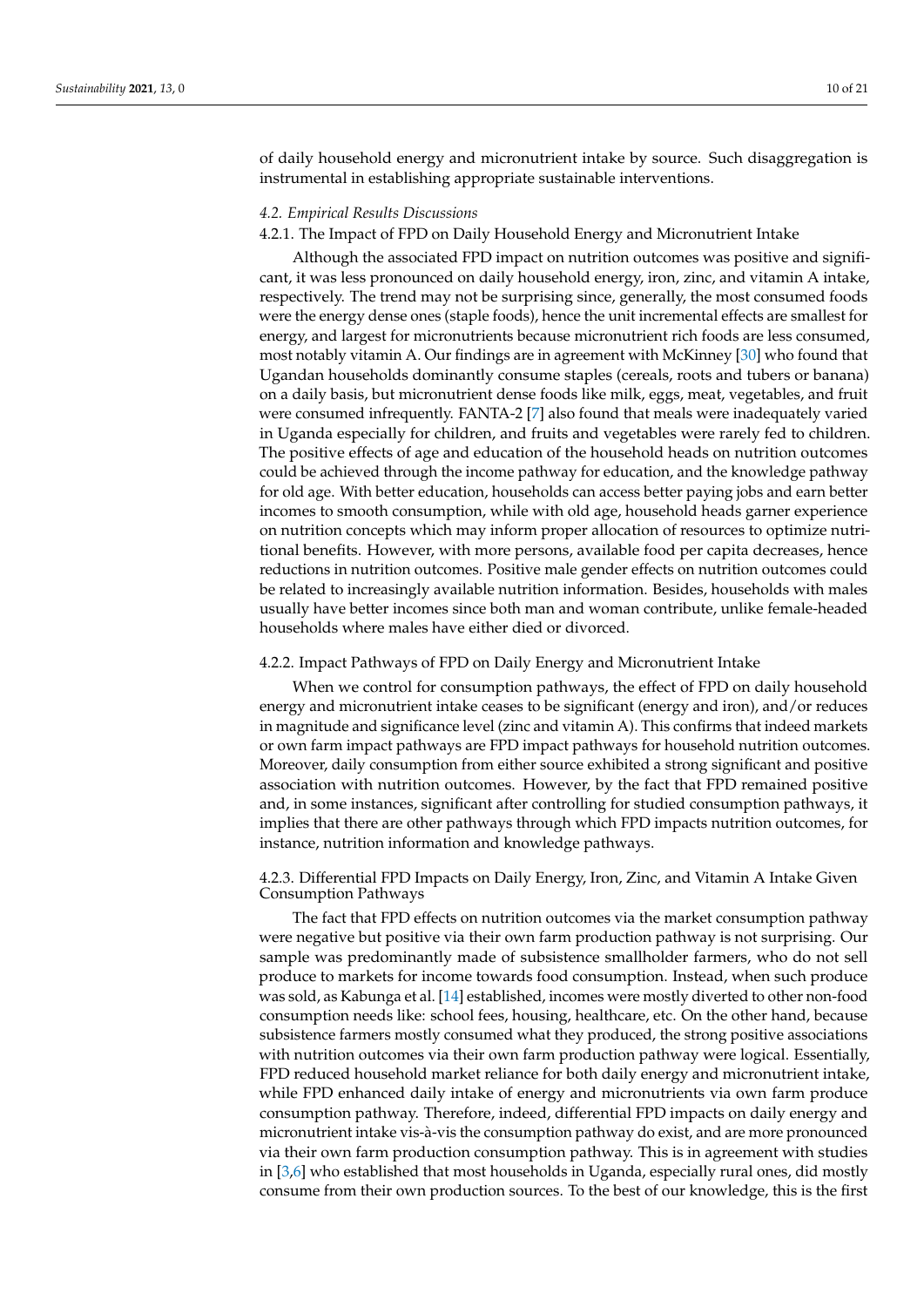of daily household energy and micronutrient intake by source. Such disaggregation is instrumental in establishing appropriate sustainable interventions.

### *4.2. Empirical Results Discussions*

#### 4.2.1. The Impact of FPD on Daily Household Energy and Micronutrient Intake

Although the associated FPD impact on nutrition outcomes was positive and significant, it was less pronounced on daily household energy, iron, zinc, and vitamin A intake, respectively. The trend may not be surprising since, generally, the most consumed foods were the energy dense ones (staple foods), hence the unit incremental effects are smallest for energy, and largest for micronutrients because micronutrient rich foods are less consumed, most notably vitamin A. Our findings are in agreement with McKinney [30] who found that Ugandan households dominantly consume staples (cereals, roots and tubers or banana) on a daily basis, but micronutrient dense foods like milk, eggs, meat, vegetables, and fruit were consumed infrequently. FANTA-2 [7] also found that meals were inadequately varied in Uganda especially for children, and fruits and vegetables were rarely fed to children. The positive effects of age and education of the household heads on nutrition outcomes could be achieved through the income pathway for education, and the knowledge pathway for old age. With better education, households can access better paying jobs and earn better incomes to smooth consumption, while with old age, household heads garner experience on nutrition concepts which may inform proper allocation of resources to optimize nutritional benefits. However, with more persons, available food per capita decreases, hence reductions in nutrition outcomes. Positive male gender effects on nutrition outcomes could be related to increasingly available nutrition information. Besides, households with males usually have better incomes since both man and woman contribute, unlike female-headed households where males have either died or divorced.

#### 4.2.2. Impact Pathways of FPD on Daily Energy and Micronutrient Intake

When we control for consumption pathways, the effect of FPD on daily household energy and micronutrient intake ceases to be significant (energy and iron), and/or reduces in magnitude and significance level (zinc and vitamin A). This confirms that indeed markets or own farm impact pathways are FPD impact pathways for household nutrition outcomes. Moreover, daily consumption from either source exhibited a strong significant and positive association with nutrition outcomes. However, by the fact that FPD remained positive and, in some instances, significant after controlling for studied consumption pathways, it implies that there are other pathways through which FPD impacts nutrition outcomes, for instance, nutrition information and knowledge pathways.

#### 4.2.3. Differential FPD Impacts on Daily Energy, Iron, Zinc, and Vitamin A Intake Given Consumption Pathways

The fact that FPD effects on nutrition outcomes via the market consumption pathway were negative but positive via their own farm production pathway is not surprising. Our sample was predominantly made of subsistence smallholder farmers, who do not sell produce to markets for income towards food consumption. Instead, when such produce was sold, as Kabunga et al. [14] established, incomes were mostly diverted to other non-food consumption needs like: school fees, housing, healthcare, etc. On the other hand, because subsistence farmers mostly consumed what they produced, the strong positive associations with nutrition outcomes via their own farm production pathway were logical. Essentially, FPD reduced household market reliance for both daily energy and micronutrient intake, while FPD enhanced daily intake of energy and micronutrients via own farm produce consumption pathway. Therefore, indeed, differential FPD impacts on daily energy and micronutrient intake vis-à-vis the consumption pathway do exist, and are more pronounced via their own farm production consumption pathway. This is in agreement with studies in [3,6] who established that most households in Uganda, especially rural ones, did mostly consume from their own production sources. To the best of our knowledge, this is the first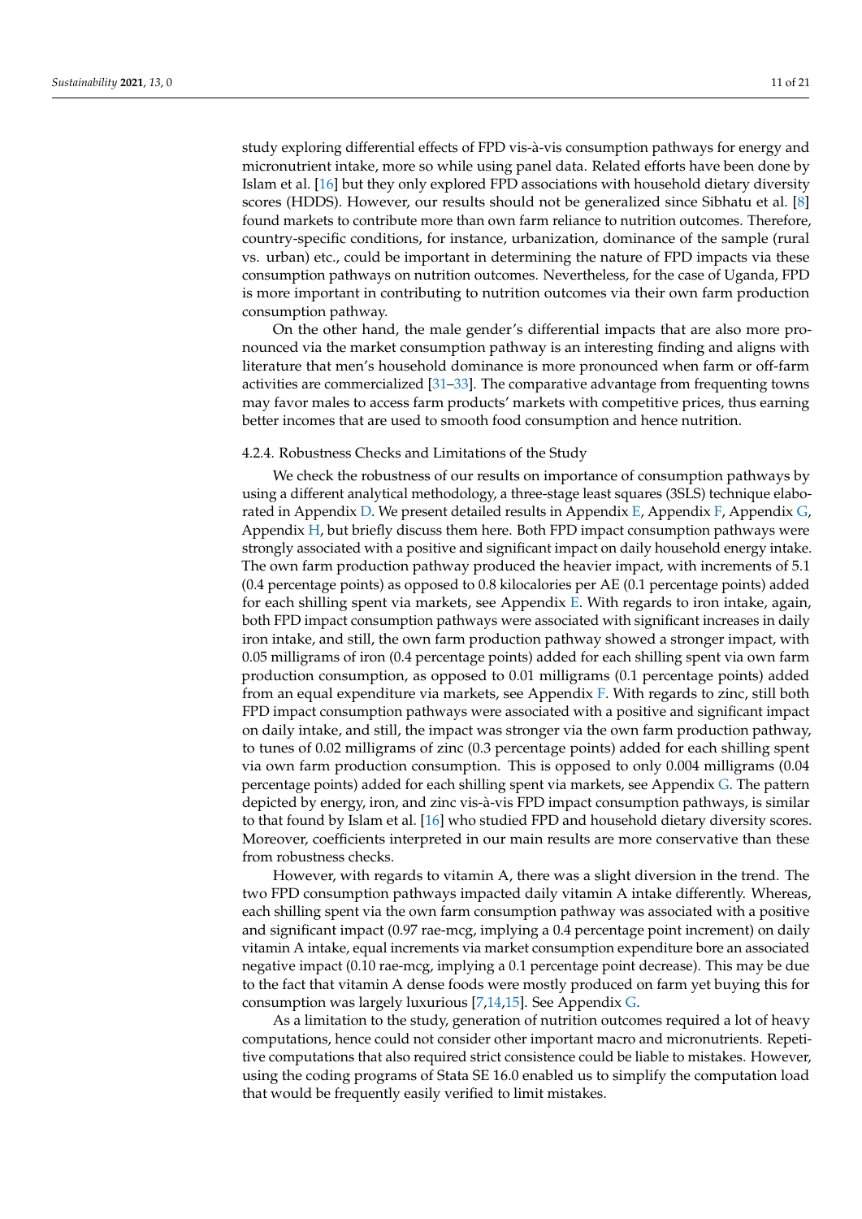study exploring differential effects of FPD vis-à-vis consumption pathways for energy and micronutrient intake, more so while using panel data. Related efforts have been done by Islam et al. [16] but they only explored FPD associations with household dietary diversity scores (HDDS). However, our results should not be generalized since Sibhatu et al. [8] found markets to contribute more than own farm reliance to nutrition outcomes. Therefore, country-specific conditions, for instance, urbanization, dominance of the sample (rural vs. urban) etc., could be important in determining the nature of FPD impacts via these consumption pathways on nutrition outcomes. Nevertheless, for the case of Uganda, FPD is more important in contributing to nutrition outcomes via their own farm production consumption pathway.

On the other hand, the male gender's differential impacts that are also more pronounced via the market consumption pathway is an interesting finding and aligns with literature that men's household dominance is more pronounced when farm or off-farm activities are commercialized [31–33]. The comparative advantage from frequenting towns may favor males to access farm products' markets with competitive prices, thus earning better incomes that are used to smooth food consumption and hence nutrition.

#### 4.2.4. Robustness Checks and Limitations of the Study

We check the robustness of our results on importance of consumption pathways by using a different analytical methodology, a three-stage least squares (3SLS) technique elaborated in Appendix D. We present detailed results in Appendix E, Appendix F, Appendix G, Appendix H, but briefly discuss them here. Both FPD impact consumption pathways were strongly associated with a positive and significant impact on daily household energy intake. The own farm production pathway produced the heavier impact, with increments of 5.1 (0.4 percentage points) as opposed to 0.8 kilocalories per AE (0.1 percentage points) added for each shilling spent via markets, see Appendix E. With regards to iron intake, again, both FPD impact consumption pathways were associated with significant increases in daily iron intake, and still, the own farm production pathway showed a stronger impact, with 0.05 milligrams of iron (0.4 percentage points) added for each shilling spent via own farm production consumption, as opposed to 0.01 milligrams (0.1 percentage points) added from an equal expenditure via markets, see Appendix F. With regards to zinc, still both FPD impact consumption pathways were associated with a positive and significant impact on daily intake, and still, the impact was stronger via the own farm production pathway, to tunes of 0.02 milligrams of zinc (0.3 percentage points) added for each shilling spent via own farm production consumption. This is opposed to only 0.004 milligrams (0.04 percentage points) added for each shilling spent via markets, see Appendix G. The pattern depicted by energy, iron, and zinc vis-à-vis FPD impact consumption pathways, is similar to that found by Islam et al. [16] who studied FPD and household dietary diversity scores. Moreover, coefficients interpreted in our main results are more conservative than these from robustness checks.

However, with regards to vitamin A, there was a slight diversion in the trend. The two FPD consumption pathways impacted daily vitamin A intake differently. Whereas, each shilling spent via the own farm consumption pathway was associated with a positive and significant impact (0.97 rae-mcg, implying a 0.4 percentage point increment) on daily vitamin A intake, equal increments via market consumption expenditure bore an associated negative impact (0.10 rae-mcg, implying a 0.1 percentage point decrease). This may be due to the fact that vitamin A dense foods were mostly produced on farm yet buying this for consumption was largely luxurious [7,14,15]. See Appendix G.

As a limitation to the study, generation of nutrition outcomes required a lot of heavy computations, hence could not consider other important macro and micronutrients. Repetitive computations that also required strict consistence could be liable to mistakes. However, using the coding programs of Stata SE 16.0 enabled us to simplify the computation load that would be frequently easily verified to limit mistakes.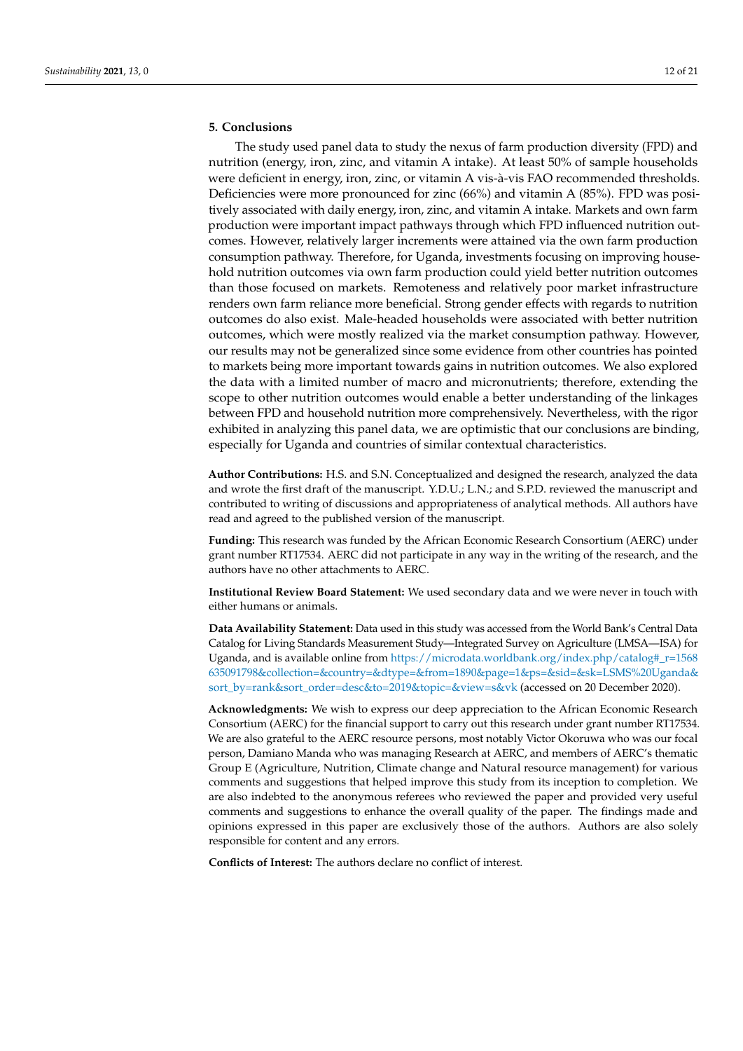## 5. Conclusions

The study used panel data to study the nexus of farm production diversity (FPD) and nutrition (energy, iron, zinc, and vitamin A intake). At least 50% of sample households were deficient in energy, iron, zinc, or vitamin A vis-à-vis FAO recommended thresholds. Deficiencies were more pronounced for zinc (66%) and vitamin A (85%). FPD was positively associated with daily energy, iron, zinc, and vitamin A intake. Markets and own farm production were important impact pathways through which FPD influenced nutrition outcomes. However, relatively larger increments were attained via the own farm production consumption pathway. Therefore, for Uganda, investments focusing on improving household nutrition outcomes via own farm production could yield better nutrition outcomes than those focused on markets. Remoteness and relatively poor market infrastructure renders own farm reliance more beneficial. Strong gender effects with regards to nutrition outcomes do also exist. Male-headed households were associated with better nutrition outcomes, which were mostly realized via the market consumption pathway. However, our results may not be generalized since some evidence from other countries has pointed to markets being more important towards gains in nutrition outcomes. We also explored the data with a limited number of macro and micronutrients; therefore, extending the scope to other nutrition outcomes would enable a better understanding of the linkages between FPD and household nutrition more comprehensively. Nevertheless, with the rigor exhibited in analyzing this panel data, we are optimistic that our conclusions are binding, especially for Uganda and countries of similar contextual characteristics.

**Author Contributions:** H.S. and S.N. Conceptualized and designed the research, analyzed the data and wrote the first draft of the manuscript. Y.D.U.; L.N.; and S.P.D. reviewed the manuscript and contributed to writing of discussions and appropriateness of analytical methods. All authors have read and agreed to the published version of the manuscript.

**Funding:** This research was funded by the African Economic Research Consortium (AERC) under grant number RT17534. AERC did not participate in any way in the writing of the research, and the authors have no other attachments to AERC.

**Institutional Review Board Statement:** We used secondary data and we were never in touch with either humans or animals.

**Data Availability Statement:** Data used in this study was accessed from the World Bank's Central Data Catalog for Living Standards Measurement Study—Integrated Survey on Agriculture (LMSA—ISA) for Uganda, and is available online from https://microdata.worldbank.org/index.php/catalog#_r=1568635091798&collection=&country=&dtype=&from=1890&page=1&ps=&sid=&sk=LSMS%20Uganda&sort_by=rank&sort_order=desc&to=2019&topic=&view=s&vk (accessed on 20 December 2020).

**Acknowledgments:** We wish to express our deep appreciation to the African Economic Research Consortium (AERC) for the financial support to carry out this research under grant number RT17534. We are also grateful to the AERC resource persons, most notably Victor Okoruwa who was our focal person, Damiano Manda who was managing Research at AERC, and members of AERC's thematic Group E (Agriculture, Nutrition, Climate change and Natural resource management) for various comments and suggestions that helped improve this study from its inception to completion. We are also indebted to the anonymous referees who reviewed the paper and provided very useful comments and suggestions to enhance the overall quality of the paper. The findings made and opinions expressed in this paper are exclusively those of the authors. Authors are also solely responsible for content and any errors.

**Conflicts of Interest:** The authors declare no conflict of interest.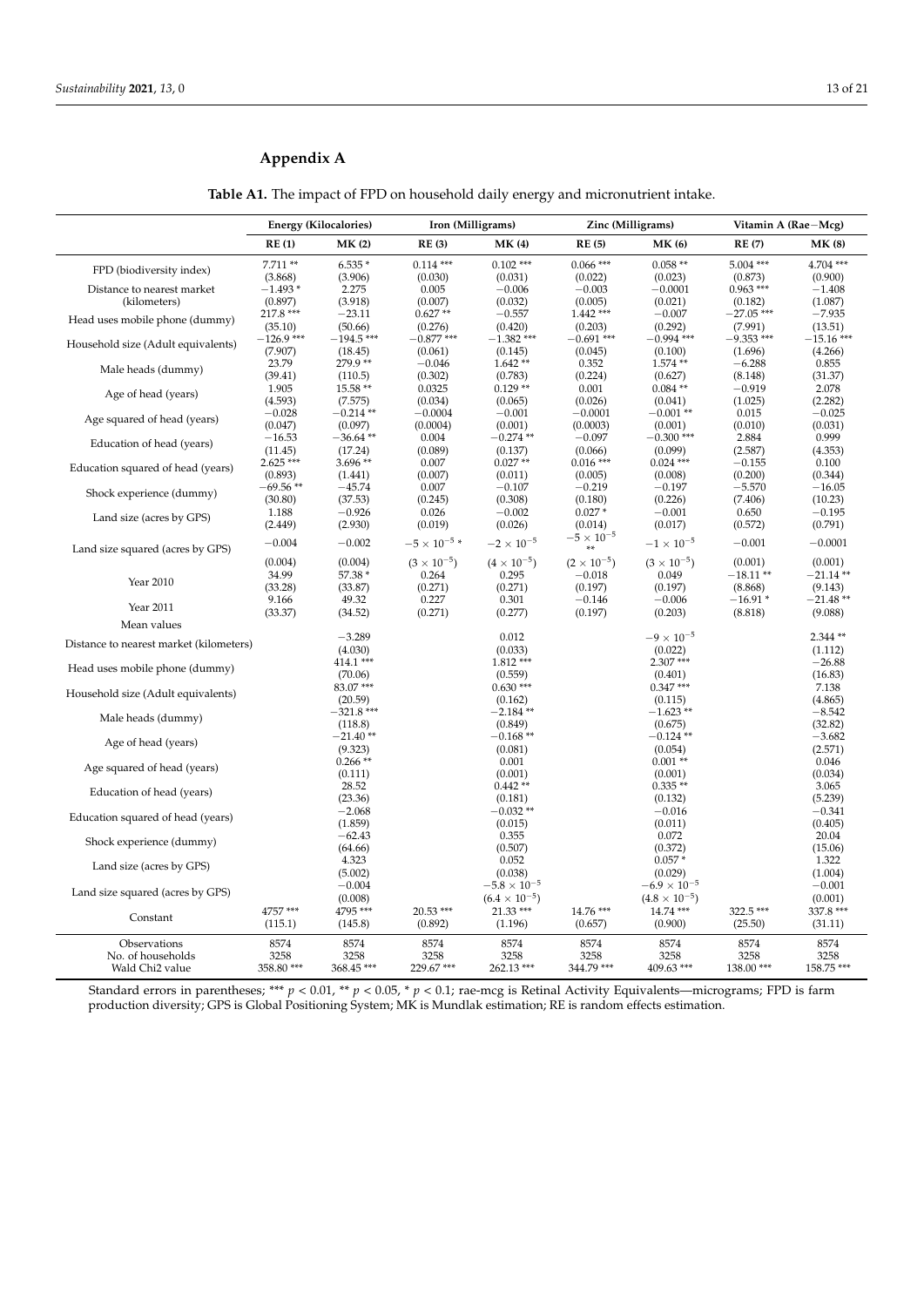## Appendix A

**Table A1.** The impact of FPD on household daily energy and micronutrient intake.

| | Energy (Kilocalories) | | Iron (Milligrams) | | Zinc (Milligrams) | | Vitamin A (Rae−Mcg) | |
|---|---|---|---|---|---|---|---|---|
| | **RE (1)** | **MK (2)** | **RE (3)** | **MK (4)** | **RE (5)** | **MK (6)** | **RE (7)** | **MK (8)** |
| FPD (biodiversity index) | 7.711 ** | 6.535 * | 0.114 *** | 0.102 *** | 0.066 *** | 0.058 ** | 5.004 *** | 4.704 *** |
| | (3.868) | (3.906) | (0.030) | (0.031) | (0.022) | (0.023) | (0.873) | (0.900) |
| Distance to nearest market (kilometers) | −1.493 * | 2.275 | 0.005 | −0.006 | −0.003 | −0.0001 | 0.963 *** | −1.408 |
| | (0.897) | (3.918) | (0.007) | (0.032) | (0.005) | (0.021) | (0.182) | (1.087) |
| Head uses mobile phone (dummy) | 217.8 *** | −23.11 | 0.627 ** | −0.557 | 1.442 *** | −0.007 | −27.05 *** | −7.935 |
| | (35.10) | (50.66) | (0.276) | (0.420) | (0.203) | (0.292) | (7.991) | (13.51) |
| Household size (Adult equivalents) | −126.9 *** | −194.5 *** | −0.877 *** | −1.382 *** | −0.691 *** | −0.994 *** | −9.353 *** | −15.16 *** |
| | (7.907) | (18.45) | (0.061) | (0.145) | (0.045) | (0.100) | (1.696) | (4.266) |
| Male heads (dummy) | 23.79 | 279.9 ** | −0.046 | 1.642 ** | 0.352 | 1.574 ** | −6.288 | 0.855 |
| | (39.41) | (110.5) | (0.302) | (0.783) | (0.224) | (0.627) | (8.148) | (31.37) |
| Age of head (years) | 1.905 | 15.58 ** | 0.0325 | 0.129 ** | 0.001 | 0.084 ** | −0.919 | 2.078 |
| | (4.593) | (7.575) | (0.034) | (0.065) | (0.026) | (0.041) | (1.025) | (2.282) |
| Age squared of head (years) | −0.028 | −0.214 ** | −0.0004 | −0.001 | −0.0001 | −0.001 ** | 0.015 | −0.025 |
| | (0.047) | (0.097) | (0.0004) | (0.001) | (0.0003) | (0.001) | (0.010) | (0.031) |
| Education of head (years) | −16.53 | −36.64 ** | 0.004 | −0.274 ** | −0.097 | −0.300 *** | 2.884 | 0.999 |
| | (11.45) | (17.24) | (0.089) | (0.137) | (0.066) | (0.099) | (2.587) | (4.353) |
| Education squared of head (years) | 2.625 *** | 3.696 ** | 0.007 | 0.027 ** | 0.016 *** | 0.024 *** | −0.155 | 0.100 |
| | (0.893) | (1.441) | (0.007) | (0.011) | (0.005) | (0.008) | (0.200) | (0.344) |
| Shock experience (dummy) | −69.56 ** | −45.74 | 0.007 | −0.107 | −0.219 | −0.197 | −5.570 | −16.05 |
| | (30.80) | (37.53) | (0.245) | (0.308) | (0.180) | (0.226) | (7.406) | (10.23) |
| Land size (acres by GPS) | 1.188 | −0.926 | 0.026 | −0.002 | 0.027 * | −0.001 | 0.650 | −0.195 |
| | (2.449) | (2.930) | (0.019) | (0.026) | (0.014) | (0.017) | (0.572) | (0.791) |
| Land size squared (acres by GPS) | −0.004 | −0.002 | $-5 \times 10^{-5}$ * | $-2 \times 10^{-5}$ | $-5 \times 10^{-5}$ ** | $-1 \times 10^{-5}$ | −0.001 | −0.0001 |
| | (0.004) | (0.004) | $(3 \times 10^{-5})$ | $(4 \times 10^{-5})$ | $(2 \times 10^{-5})$ | $(3 \times 10^{-5})$ | (0.001) | (0.001) |
| Year 2010 | 34.99 | 57.38 * | 0.264 | 0.295 | −0.018 | 0.049 | −18.11 ** | −21.14 ** |
| | (33.28) | (33.87) | (0.271) | (0.271) | (0.197) | (0.197) | (8.868) | (9.143) |
| Year 2011 | 9.166 | 49.32 | 0.227 | 0.301 | −0.146 | −0.006 | −16.91 * | −21.48 ** |
| | (33.37) | (34.52) | (0.271) | (0.277) | (0.197) | (0.203) | (8.818) | (9.088) |
| Mean values | | | | | | | | |
| Distance to nearest market (kilometers) | | −3.289 | | 0.012 | | $-9 \times 10^{-5}$ | | 2.344 ** |
| | | (4.030) | | (0.033) | | (0.022) | | (1.112) |
| Head uses mobile phone (dummy) | | 414.1 *** | | 1.812 *** | | 2.307 *** | | −26.88 |
| | | (70.06) | | (0.559) | | (0.401) | | (16.83) |
| Household size (Adult equivalents) | | 83.07 *** | | 0.630 *** | | 0.347 *** | | 7.138 |
| | | (20.59) | | (0.162) | | (0.115) | | (4.865) |
| Male heads (dummy) | | −321.8 *** | | −2.184 ** | | −1.623 ** | | −8.542 |
| | | (118.8) | | (0.849) | | (0.675) | | (32.82) |
| Age of head (years) | | −21.40 ** | | −0.168 ** | | −0.124 ** | | −3.682 |
| | | (9.323) | | (0.081) | | (0.054) | | (2.571) |
| Age squared of head (years) | | 0.266 ** | | 0.001 | | 0.001 ** | | 0.046 |
| | | (0.111) | | (0.001) | | (0.001) | | (0.034) |
| Education of head (years) | | 28.52 | | 0.442 ** | | 0.335 ** | | 3.065 |
| | | (23.36) | | (0.181) | | (0.132) | | (5.239) |
| Education squared of head (years) | | −2.068 | | −0.032 ** | | −0.016 | | −0.341 |
| | | (1.859) | | (0.015) | | (0.011) | | (0.405) |
| Shock experience (dummy) | | −62.43 | | 0.355 | | 0.072 | | 20.04 |
| | | (64.66) | | (0.507) | | (0.372) | | (15.06) |
| Land size (acres by GPS) | | 4.323 | | 0.052 | | 0.057 * | | 1.322 |
| | | (5.002) | | (0.038) | | (0.029) | | (1.004) |
| Land size squared (acres by GPS) | | −0.004 | | $-5.8 \times 10^{-5}$ | | $-6.9 \times 10^{-5}$ | | −0.001 |
| | | (0.008) | | $(6.4 \times 10^{-5})$ | | $(4.8 \times 10^{-5})$ | | (0.001) |
| Constant | 4757 *** | 4795 *** | 20.53 *** | 21.33 *** | 14.76 *** | 14.74 *** | 322.5 *** | 337.8 *** |
| | (115.1) | (145.8) | (0.892) | (1.196) | (0.657) | (0.900) | (25.50) | (31.11) |
| Observations | 8574 | 8574 | 8574 | 8574 | 8574 | 8574 | 8574 | 8574 |
| No. of households | 3258 | 3258 | 3258 | 3258 | 3258 | 3258 | 3258 | 3258 |
| Wald Chi2 value | 358.80 *** | 368.45 *** | 229.67 *** | 262.13 *** | 344.79 *** | 409.63 *** | 138.00 *** | 158.75 *** |

Standard errors in parentheses; *** $p < 0.01$, ** $p < 0.05$, * $p < 0.1$; rae-mcg is Retinal Activity Equivalents—micrograms; FPD is farm production diversity; GPS is Global Positioning System; MK is Mundlak estimation; RE is random effects estimation.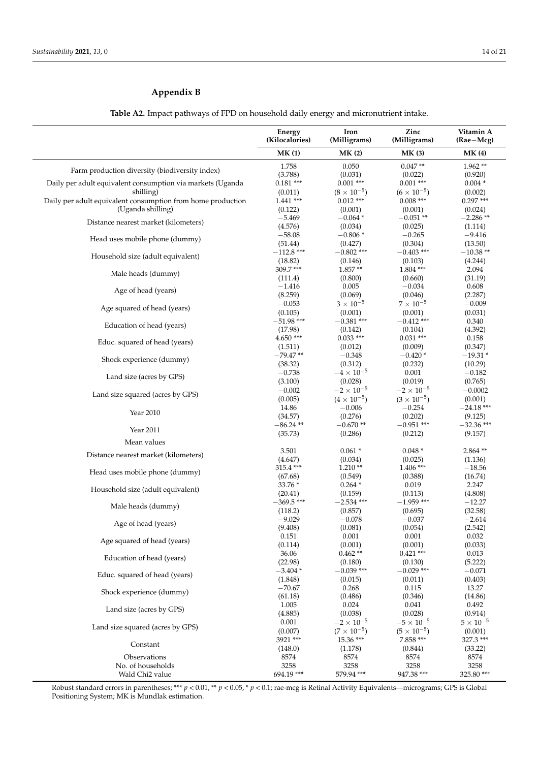## Appendix B

**Table A2.** Impact pathways of FPD on household daily energy and micronutrient intake.

| | Energy (Kilocalories) | Iron (Milligrams) | Zinc (Milligrams) | Vitamin A (Rae−Mcg) |
|---|---|---|---|---|
| | MK (1) | MK (2) | MK (3) | MK (4) |
| Farm production diversity (biodiversity index) | 1.758 | 0.050 | 0.047 ** | 1.962 ** |
| | (3.788) | (0.031) | (0.022) | (0.920) |
| Daily per adult equivalent consumption via markets (Uganda shilling) | 0.181 *** | 0.001 *** | 0.001 *** | 0.004 * |
| | (0.011) | $(8 \times 10^{-5})$ | $(6 \times 10^{-5})$ | (0.002) |
| Daily per adult equivalent consumption from home production (Uganda shilling) | 1.441 *** | 0.012 *** | 0.008 *** | 0.297 *** |
| | (0.122) | (0.001) | (0.001) | (0.024) |
| Distance nearest market (kilometers) | −5.469 | −0.064 * | −0.051 ** | −2.286 ** |
| | (4.576) | (0.034) | (0.025) | (1.114) |
| Head uses mobile phone (dummy) | −58.08 | −0.806 * | −0.265 | −9.416 |
| | (51.44) | (0.427) | (0.304) | (13.50) |
| Household size (adult equivalent) | −112.8 *** | −0.802 *** | −0.403 *** | −10.38 ** |
| | (18.82) | (0.146) | (0.103) | (4.244) |
| Male heads (dummy) | 309.7 *** | 1.857 ** | 1.804 *** | 2.094 |
| | (111.4) | (0.800) | (0.660) | (31.19) |
| Age of head (years) | −1.416 | 0.005 | −0.034 | 0.608 |
| | (8.259) | (0.069) | (0.046) | (2.287) |
| Age squared of head (years) | −0.053 | $3 \times 10^{-5}$ | $7 \times 10^{-5}$ | −0.009 |
| | (0.105) | (0.001) | (0.001) | (0.031) |
| Education of head (years) | −51.98 *** | −0.381 *** | −0.412 *** | 0.340 |
| | (17.98) | (0.142) | (0.104) | (4.392) |
| Educ. squared of head (years) | 4.650 *** | 0.033 *** | 0.031 *** | 0.158 |
| | (1.511) | (0.012) | (0.009) | (0.347) |
| Shock experience (dummy) | −79.47 ** | −0.348 | −0.420 * | −19.31 * |
| | (38.32) | (0.312) | (0.232) | (10.29) |
| Land size (acres by GPS) | −0.738 | $-4 \times 10^{-5}$ | 0.001 | −0.182 |
| | (3.100) | (0.028) | (0.019) | (0.765) |
| Land size squared (acres by GPS) | −0.002 | $-2 \times 10^{-5}$ | $-2 \times 10^{-5}$ | −0.0002 |
| | (0.005) | $(4 \times 10^{-5})$ | $(3 \times 10^{-5})$ | (0.001) |
| Year 2010 | 14.86 | −0.006 | −0.254 | −24.18 *** |
| | (34.57) | (0.276) | (0.202) | (9.125) |
| Year 2011 | −86.24 ** | −0.670 ** | −0.951 *** | −32.36 *** |
| | (35.73) | (0.286) | (0.212) | (9.157) |
| Mean values | | | | |
| Distance nearest market (kilometers) | 3.501 | 0.061 * | 0.048 * | 2.864 ** |
| | (4.647) | (0.034) | (0.025) | (1.136) |
| Head uses mobile phone (dummy) | 315.4 *** | 1.210 ** | 1.406 *** | −18.56 |
| | (67.68) | (0.549) | (0.388) | (16.74) |
| Household size (adult equivalent) | 33.76 * | 0.264 * | 0.019 | 2.247 |
| | (20.41) | (0.159) | (0.113) | (4.808) |
| Male heads (dummy) | −369.5 *** | −2.534 *** | −1.959 *** | −12.27 |
| | (118.2) | (0.857) | (0.695) | (32.58) |
| Age of head (years) | −9.029 | −0.078 | −0.037 | −2.614 |
| | (9.408) | (0.081) | (0.054) | (2.542) |
| Age squared of head (years) | 0.151 | 0.001 | 0.001 | 0.032 |
| | (0.114) | (0.001) | (0.001) | (0.033) |
| Education of head (years) | 36.06 | 0.462 ** | 0.421 *** | 0.013 |
| | (22.98) | (0.180) | (0.130) | (5.222) |
| Educ. squared of head (years) | −3.404 * | −0.039 *** | −0.029 *** | −0.071 |
| | (1.848) | (0.015) | (0.011) | (0.403) |
| Shock experience (dummy) | −70.67 | 0.268 | 0.115 | 13.27 |
| | (61.18) | (0.486) | (0.346) | (14.86) |
| Land size (acres by GPS) | 1.005 | 0.024 | 0.041 | 0.492 |
| | (4.885) | (0.038) | (0.028) | (0.914) |
| Land size squared (acres by GPS) | 0.001 | $-2 \times 10^{-5}$ | $-5 \times 10^{-5}$ | $5 \times 10^{-5}$ |
| | (0.007) | $(7 \times 10^{-5})$ | $(5 \times 10^{-5})$ | (0.001) |
| Constant | 3921 *** | 15.36 *** | 7.858 *** | 327.3 *** |
| | (148.0) | (1.178) | (0.844) | (33.22) |
| Observations | 8574 | 8574 | 8574 | 8574 |
| No. of households | 3258 | 3258 | 3258 | 3258 |
| Wald Chi2 value | 694.19 *** | 579.94 *** | 947.38 *** | 325.80 *** |

Robust standard errors in parentheses; *** $p < 0.01$, ** $p < 0.05$, * $p < 0.1$; rae-mcg is Retinal Activity Equivalents—micrograms; GPS is Global Positioning System; MK is Mundlak estimation.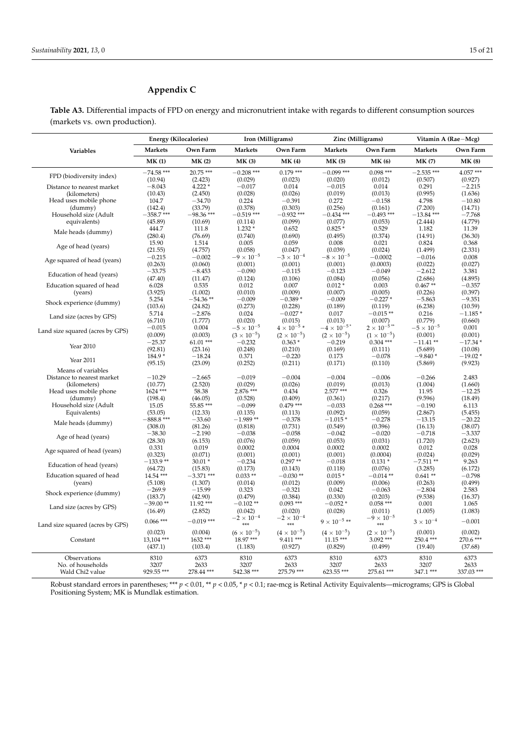## Appendix C

**Table A3.** Differential impacts of FPD on energy and micronutrient intake with regards to different consumption sources (markets vs. own production).

| Variables | Energy (Kilocalories) | | Iron (Milligrams) | | Zinc (Milligrams) | | Vitamin A (Rae−Mcg) | |
|---|---|---|---|---|---|---|---|---|
| | Markets | Own Farm | Markets | Own Farm | Markets | Own Farm | Markets | Own Farm |
| | MK (1) | MK (2) | MK (3) | MK (4) | MK (5) | MK (6) | MK (7) | MK (8) |
| FPD (biodiversity index) | −74.58 *** | 20.75 *** | −0.208 *** | 0.179 *** | −0.099 *** | 0.098 *** | −2.535 *** | 4.057 *** |
| | (10.94) | (2.423) | (0.029) | (0.023) | (0.020) | (0.012) | (0.507) | (0.927) |
| Distance to nearest market (kilometers) | −8.043 | 4.222 * | −0.017 | 0.014 | −0.015 | 0.014 | 0.291 | −2.215 |
| | (10.43) | (2.450) | (0.028) | (0.026) | (0.019) | (0.013) | (0.995) | (1.636) |
| Head uses mobile phone (dummy) | 104.7 | −34.70 | 0.224 | −0.391 | 0.272 | −0.158 | 4.798 | −10.80 |
| | (142.4) | (33.79) | (0.378) | (0.303) | (0.256) | (0.161) | (7.200) | (14.71) |
| Household size (Adult equivalents) | −358.7 *** | −98.36 *** | −0.519 *** | −0.932 *** | −0.434 *** | −0.493 *** | −13.84 *** | −7.768 |
| | (45.89) | (10.69) | (0.114) | (0.099) | (0.077) | (0.053) | (2.444) | (4.779) |
| Male heads (dummy) | 444.7 | 111.8 | 1.232 * | 0.652 | 0.825 * | 0.529 | 1.182 | 11.39 |
| | (280.4) | (76.69) | (0.740) | (0.690) | (0.495) | (0.374) | (14.91) | (36.30) |
| Age of head (years) | 15.90 | 1.514 | 0.005 | 0.059 | 0.008 | 0.021 | 0.824 | 0.368 |
| | (21.55) | (4.757) | (0.058) | (0.047) | (0.039) | (0.024) | (1.499) | (2.331) |
| Age squared of head (years) | −0.215 | −0.002 | $-9 \times 10^{-5}$ | $-3 \times 10^{-4}$ | $-8 \times 10^{-5}$ | −0.0002 | −0.016 | 0.008 |
| | (0.263) | (0.060) | (0.001) | (0.001) | (0.001) | (0.0003) | (0.022) | (0.027) |
| Education of head (years) | −33.75 | −8.453 | −0.090 | −0.115 | −0.123 | −0.049 | −2.612 | 3.381 |
| | (47.40) | (11.47) | (0.124) | (0.106) | (0.084) | (0.056) | (2.686) | (4.895) |
| Education squared of head (years) | 6.028 | 0.535 | 0.012 | 0.007 | 0.012 * | 0.003 | 0.467 ** | −0.357 |
| | (3.925) | (1.002) | (0.010) | (0.009) | (0.007) | (0.005) | (0.226) | (0.397) |
| Shock experience (dummy) | 5.254 | −54.36 ** | −0.009 | −0.389 * | −0.009 | −0.227 * | −5.863 | −9.351 |
| | (103.6) | (24.82) | (0.273) | (0.228) | (0.189) | (0.119) | (6.238) | (10.59) |
| Land size (acres by GPS) | 5.714 | −2.876 | 0.024 | −0.027 * | 0.017 | −0.015 ** | 0.216 | −1.185 * |
| | (6.710) | (1.777) | (0.020) | (0.015) | (0.013) | (0.007) | (0.779) | (0.660) |
| Land size squared (acres by GPS) | −0.015 | 0.004 | $-5 \times 10^{-5}$ | $4 \times 10^{-5}$ * | $-4 \times 10^{-5}$ * | $2 \times 10^{-5}$ ** | $-5 \times 10^{-5}$ | 0.001 |
| | (0.009) | (0.003) | $(3 \times 10^{-5})$ | $(2 \times 10^{-5})$ | $(2 \times 10^{-5})$ | $(1 \times 10^{-5})$ | (0.001) | (0.001) |
| Year 2010 | −25.37 | 61.01 *** | −0.232 | 0.363 * | −0.219 | 0.304 *** | −11.41 ** | −17.34 * |
| | (92.81) | (23.16) | (0.248) | (0.210) | (0.169) | (0.111) | (5.689) | (10.08) |
| Year 2011 | 184.9 * | −18.24 | 0.371 | −0.220 | 0.173 | −0.078 | −9.840 * | −19.02 * |
| | (95.15) | (23.09) | (0.252) | (0.211) | (0.171) | (0.110) | (5.869) | (9.923) |
| Means of variables | | | | | | | | |
| Distance to nearest market (kilometers) | −10.29 | −2.665 | −0.019 | −0.004 | −0.004 | −0.006 | −0.266 | 2.483 |
| | (10.77) | (2.520) | (0.029) | (0.026) | (0.019) | (0.013) | (1.004) | (1.660) |
| Head uses mobile phone (dummy) | 1624 *** | 58.38 | 2.876 *** | 0.434 | 2.577 *** | 0.326 | 11.95 | −12.25 |
| | (198.4) | (46.05) | (0.528) | (0.409) | (0.361) | (0.217) | (9.596) | (18.49) |
| Household size (Adult Equivalents) | 15.05 | 55.85 *** | −0.099 | 0.479 *** | −0.033 | 0.268 *** | −0.190 | 6.113 |
| | (53.05) | (12.33) | (0.135) | (0.113) | (0.092) | (0.059) | (2.867) | (5.455) |
| Male heads (dummy) | −888.8 *** | −33.60 | −1.989 ** | −0.378 | −1.015 * | −0.278 | −13.15 | −20.22 |
| | (308.0) | (81.26) | (0.818) | (0.731) | (0.549) | (0.396) | (16.13) | (38.07) |
| Age of head (years) | −38.30 | −2.190 | −0.038 | −0.058 | −0.042 | −0.020 | −0.718 | −3.337 |
| | (28.30) | (6.153) | (0.076) | (0.059) | (0.053) | (0.031) | (1.720) | (2.623) |
| Age squared of head (years) | 0.331 | 0.019 | 0.0002 | 0.0004 | 0.0002 | 0.0002 | 0.012 | 0.028 |
| | (0.323) | (0.071) | (0.001) | (0.001) | (0.001) | (0.0004) | (0.024) | (0.029) |
| Education of head (years) | −133.9 ** | 30.01 * | −0.234 | 0.297 ** | −0.018 | 0.131 * | −7.511 ** | 9.263 |
| | (64.72) | (15.83) | (0.173) | (0.143) | (0.118) | (0.076) | (3.285) | (6.172) |
| Education squared of head (years) | 14.54 *** | −3.371 *** | 0.033 ** | −0.030 ** | 0.015 * | −0.014 ** | 0.641 ** | −0.798 |
| | (5.108) | (1.307) | (0.014) | (0.012) | (0.009) | (0.006) | (0.263) | (0.499) |
| Shock experience (dummy) | −269.9 | −15.99 | 0.323 | −0.321 | 0.042 | −0.063 | −2.804 | 2.583 |
| | (183.7) | (42.90) | (0.479) | (0.384) | (0.330) | (0.203) | (9.538) | (16.37) |
| Land size (acres by GPS) | −39.00 ** | 11.92 *** | −0.102 ** | 0.093 *** | −0.052 * | 0.058 *** | 0.001 | 1.065 |
| | (16.49) | (2.852) | (0.042) | (0.020) | (0.028) | (0.011) | (1.005) | (1.083) |
| Land size squared (acres by GPS) | 0.066 *** | −0.019 *** | $-2 \times 10^{-4}$ *** | $-2 \times 10^{-4}$ *** | $9 \times 10^{-5}$ ** | $-9 \times 10^{-5}$ *** | $3 \times 10^{-4}$ | −0.001 |
| | (0.023) | (0.004) | $(6 \times 10^{-5})$ | $(4 \times 10^{-5})$ | $(4 \times 10^{-5})$ | $(2 \times 10^{-5})$ | (0.001) | (0.002) |
| Constant | 13,104 *** | 1632 *** | 18.97 *** | 9.411 *** | 11.15 *** | 3.092 *** | 250.4 *** | 270.6 *** |
| | (437.1) | (103.4) | (1.183) | (0.927) | (0.829) | (0.499) | (19.40) | (37.68) |
| Observations | 8310 | 6373 | 8310 | 6373 | 8310 | 6373 | 8310 | 6373 |
| No. of households | 3207 | 2633 | 3207 | 2633 | 3207 | 2633 | 3207 | 2633 |
| Wald Chi2 value | 929.55 *** | 278.44 *** | 542.38 *** | 275.79 *** | 623.55 *** | 275.61 *** | 347.1 *** | 337.03 *** |

Robust standard errors in parentheses; *** $p < 0.01$, ** $p < 0.05$, * $p < 0.1$; rae-mcg is Retinal Activity Equivalents—micrograms; GPS is Global Positioning System; MK is Mundlak estimation.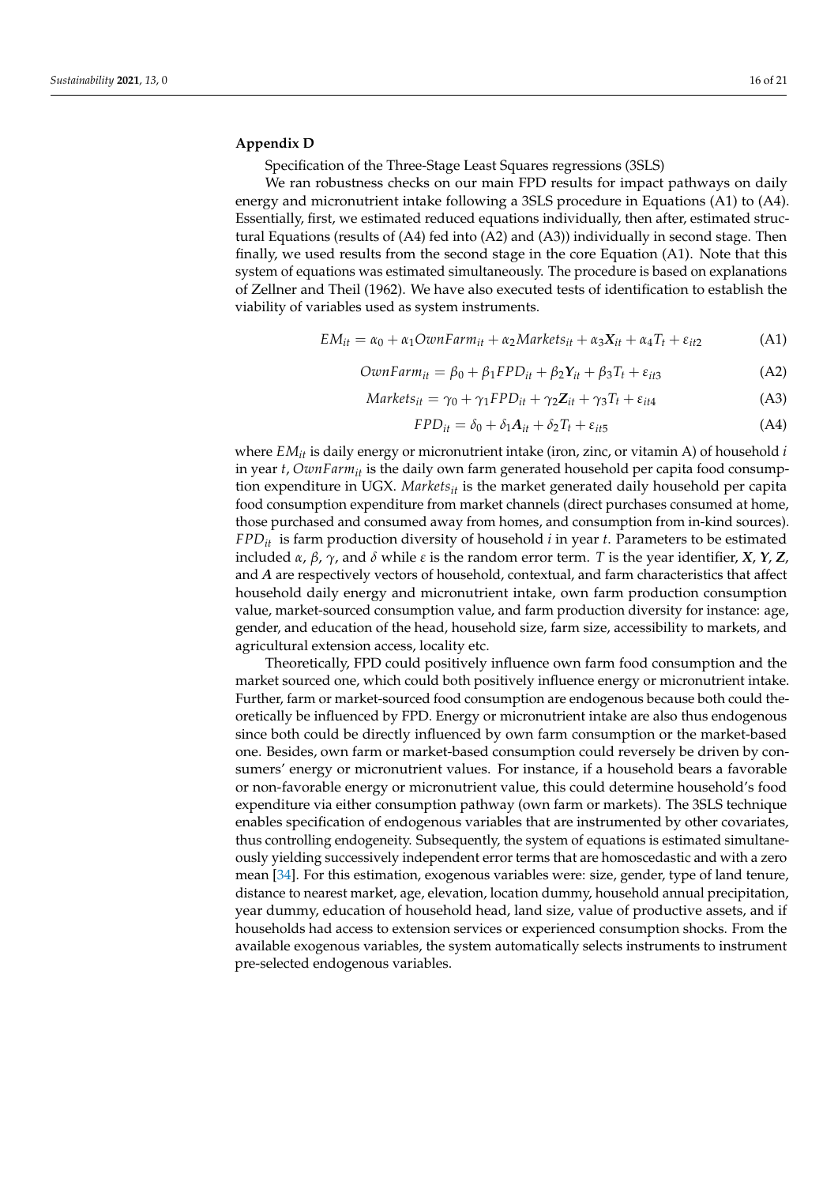## Appendix D

Specification of the Three-Stage Least Squares regressions (3SLS)

We ran robustness checks on our main FPD results for impact pathways on daily energy and micronutrient intake following a 3SLS procedure in Equations (A1) to (A4). Essentially, first, we estimated reduced equations individually, then after, estimated structural Equations (results of (A4) fed into (A2) and (A3)) individually in second stage. Then finally, we used results from the second stage in the core Equation (A1). Note that this system of equations was estimated simultaneously. The procedure is based on explanations of Zellner and Theil (1962). We have also executed tests of identification to establish the viability of variables used as system instruments.

$$EM_{it} = \alpha_0 + \alpha_1 OwnFarm_{it} + \alpha_2 Markets_{it} + \alpha_3 \boldsymbol{X}_{it} + \alpha_4 T_t + \varepsilon_{it2} \tag{A1}$$

$$OwnFarm_{it} = \beta_0 + \beta_1 FPD_{it} + \beta_2 \boldsymbol{Y}_{it} + \beta_3 T_t + \varepsilon_{it3} \tag{A2}$$

$$Markets_{it} = \gamma_0 + \gamma_1 FPD_{it} + \gamma_2 \boldsymbol{Z}_{it} + \gamma_3 T_t + \varepsilon_{it4} \tag{A3}$$

$$FPD_{it} = \delta_0 + \delta_1 \boldsymbol{A}_{it} + \delta_2 T_t + \varepsilon_{it5} \tag{A4}$$

where $EM_{it}$ is daily energy or micronutrient intake (iron, zinc, or vitamin A) of household $i$ in year $t$, $OwnFarm_{it}$ is the daily own farm generated household per capita food consumption expenditure in UGX. $Markets_{it}$ is the market generated daily household per capita food consumption expenditure from market channels (direct purchases consumed at home, those purchased and consumed away from homes, and consumption from in-kind sources). $FPD_{it}$ is farm production diversity of household $i$ in year $t$. Parameters to be estimated included $\alpha$, $\beta$, $\gamma$, and $\delta$ while $\varepsilon$ is the random error term. $T$ is the year identifier, $\boldsymbol{X}$, $\boldsymbol{Y}$, $\boldsymbol{Z}$, and $\boldsymbol{A}$ are respectively vectors of household, contextual, and farm characteristics that affect household daily energy and micronutrient intake, own farm production consumption value, market-sourced consumption value, and farm production diversity for instance: age, gender, and education of the head, household size, farm size, accessibility to markets, and agricultural extension access, locality etc.

Theoretically, FPD could positively influence own farm food consumption and the market sourced one, which could both positively influence energy or micronutrient intake. Further, farm or market-sourced food consumption are endogenous because both could theoretically be influenced by FPD. Energy or micronutrient intake are also thus endogenous since both could be directly influenced by own farm consumption or the market-based one. Besides, own farm or market-based consumption could reversely be driven by consumers' energy or micronutrient values. For instance, if a household bears a favorable or non-favorable energy or micronutrient value, this could determine household's food expenditure via either consumption pathway (own farm or markets). The 3SLS technique enables specification of endogenous variables that are instrumented by other covariates, thus controlling endogeneity. Subsequently, the system of equations is estimated simultaneously yielding successively independent error terms that are homoscedastic and with a zero mean [34]. For this estimation, exogenous variables were: size, gender, type of land tenure, distance to nearest market, age, elevation, location dummy, household annual precipitation, year dummy, education of household head, land size, value of productive assets, and if households had access to extension services or experienced consumption shocks. From the available exogenous variables, the system automatically selects instruments to instrument pre-selected endogenous variables.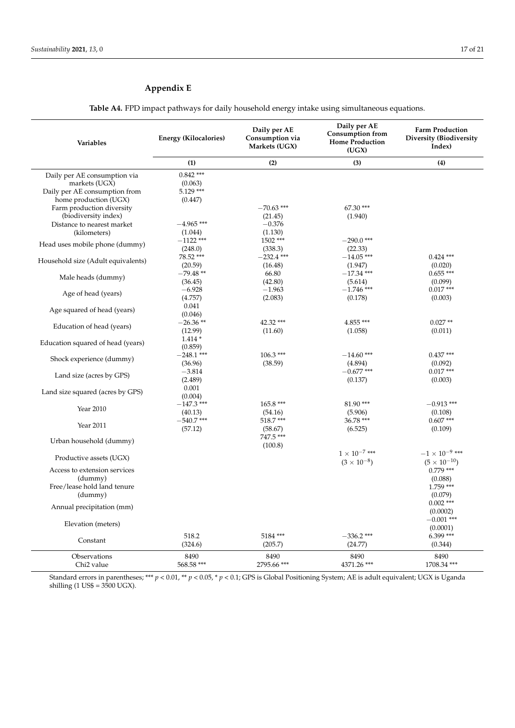## Appendix E

**Table A4.** FPD impact pathways for daily household energy intake using simultaneous equations.

| Variables | Energy (Kilocalories) | Daily per AE Consumption via Markets (UGX) | Daily per AE Consumption from Home Production (UGX) | Farm Production Diversity (Biodiversity Index) |
|---|---|---|---|---|
| | (1) | (2) | (3) | (4) |
| Daily per AE consumption via markets (UGX) | 0.842 *** | | | |
| | (0.063) | | | |
| Daily per AE consumption from home production (UGX) | 5.129 *** | | | |
| | (0.447) | | | |
| Farm production diversity (biodiversity index) | | −70.63 *** | 67.30 *** | |
| | | (21.45) | (1.940) | |
| Distance to nearest market (kilometers) | −4.965 *** | −0.376 | | |
| | (1.044) | (1.130) | | |
| Head uses mobile phone (dummy) | −1122 *** | 1502 *** | −290.0 *** | |
| | (248.0) | (338.3) | (22.33) | |
| Household size (Adult equivalents) | 78.52 *** | −232.4 *** | −14.05 *** | 0.424 *** |
| | (20.59) | (16.48) | (1.947) | (0.020) |
| Male heads (dummy) | −79.48 ** | 66.80 | −17.34 *** | 0.655 *** |
| | (36.45) | (42.80) | (5.614) | (0.099) |
| Age of head (years) | −6.928 | −1.963 | −1.746 *** | 0.017 *** |
| | (4.757) | (2.083) | (0.178) | (0.003) |
| Age squared of head (years) | 0.041 | | | |
| | (0.046) | | | |
| Education of head (years) | −26.36 ** | 42.32 *** | 4.855 *** | 0.027 ** |
| | (12.99) | (11.60) | (1.058) | (0.011) |
| Education squared of head (years) | 1.414 * | | | |
| | (0.859) | | | |
| Shock experience (dummy) | −248.1 *** | 106.3 *** | −14.60 *** | 0.437 *** |
| | (36.96) | (38.59) | (4.894) | (0.092) |
| Land size (acres by GPS) | −3.814 | | −0.677 *** | 0.017 *** |
| | (2.489) | | (0.137) | (0.003) |
| Land size squared (acres by GPS) | 0.001 | | | |
| | (0.004) | | | |
| Year 2010 | −147.3 *** | 165.8 *** | 81.90 *** | −0.913 *** |
| | (40.13) | (54.16) | (5.906) | (0.108) |
| Year 2011 | −540.7 *** | 518.7 *** | 36.78 *** | 0.607 *** |
| | (57.12) | (58.67) | (6.525) | (0.109) |
| Urban household (dummy) | | 747.5 *** | | |
| | | (100.8) | | |
| Productive assets (UGX) | | | $1 \times 10^{-7}$ *** | $-1 \times 10^{-9}$ *** |
| | | | $(3 \times 10^{-8})$ | $(5 \times 10^{-10})$ |
| Access to extension services (dummy) | | | | 0.779 *** |
| | | | | (0.088) |
| Free/lease hold land tenure (dummy) | | | | 1.759 *** |
| | | | | (0.079) |
| Annual precipitation (mm) | | | | 0.002 *** |
| | | | | (0.0002) |
| Elevation (meters) | | | | −0.001 *** |
| | | | | (0.0001) |
| Constant | 518.2 | 5184 *** | −336.2 *** | 6.399 *** |
| | (324.6) | (205.7) | (24.77) | (0.344) |
| Observations | 8490 | 8490 | 8490 | 8490 |
| Chi2 value | 568.58 *** | 2795.66 *** | 4371.26 *** | 1708.34 *** |

Standard errors in parentheses; *** $p < 0.01$, ** $p < 0.05$, * $p < 0.1$; GPS is Global Positioning System; AE is adult equivalent; UGX is Uganda shilling (1 US$ = 3500 UGX).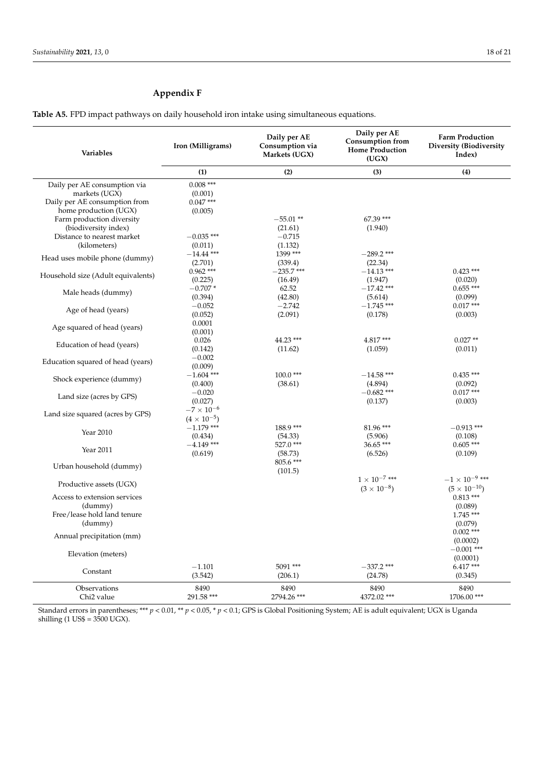## Appendix F

**Table A5.** FPD impact pathways on daily household iron intake using simultaneous equations.

| Variables | Iron (Milligrams) | Daily per AE Consumption via Markets (UGX) | Daily per AE Consumption from Home Production (UGX) | Farm Production Diversity (Biodiversity Index) |
|---|---|---|---|---|
| | (1) | (2) | (3) | (4) |
| Daily per AE consumption via markets (UGX) | 0.008 *** | | | |
| | (0.001) | | | |
| Daily per AE consumption from home production (UGX) | 0.047 *** | | | |
| | (0.005) | | | |
| Farm production diversity (biodiversity index) | | −55.01 ** | 67.39 *** | |
| | | (21.61) | (1.940) | |
| Distance to nearest market (kilometers) | −0.035 *** | −0.715 | | |
| | (0.011) | (1.132) | | |
| Head uses mobile phone (dummy) | −14.44 *** | 1399 *** | −289.2 *** | |
| | (2.701) | (339.4) | (22.34) | |
| Household size (Adult equivalents) | 0.962 *** | −235.7 *** | −14.13 *** | 0.423 *** |
| | (0.225) | (16.49) | (1.947) | (0.020) |
| Male heads (dummy) | −0.707 * | 62.52 | −17.42 *** | 0.655 *** |
| | (0.394) | (42.80) | (5.614) | (0.099) |
| Age of head (years) | −0.052 | −2.742 | −1.745 *** | 0.017 *** |
| | (0.052) | (2.091) | (0.178) | (0.003) |
| Age squared of head (years) | 0.0001 | | | |
| | (0.001) | | | |
| Education of head (years) | 0.026 | 44.23 *** | 4.817 *** | 0.027 ** |
| | (0.142) | (11.62) | (1.059) | (0.011) |
| Education squared of head (years) | −0.002 | | | |
| | (0.009) | | | |
| Shock experience (dummy) | −1.604 *** | 100.0 *** | −14.58 *** | 0.435 *** |
| | (0.400) | (38.61) | (4.894) | (0.092) |
| Land size (acres by GPS) | −0.020 | | −0.682 *** | 0.017 *** |
| | (0.027) | | (0.137) | (0.003) |
| Land size squared (acres by GPS) | $-7 \times 10^{-6}$ | | | |
| | $(4 \times 10^{-5})$ | | | |
| Year 2010 | −1.179 *** | 188.9 *** | 81.96 *** | −0.913 *** |
| | (0.434) | (54.33) | (5.906) | (0.108) |
| Year 2011 | −4.149 *** | 527.0 *** | 36.65 *** | 0.605 *** |
| | (0.619) | (58.73) | (6.526) | (0.109) |
| Urban household (dummy) | | 805.6 *** | | |
| | | (101.5) | | |
| Productive assets (UGX) | | | $1 \times 10^{-7}$ *** | $-1 \times 10^{-9}$ *** |
| | | | $(3 \times 10^{-8})$ | $(5 \times 10^{-10})$ |
| Access to extension services (dummy) | | | | 0.813 *** |
| | | | | (0.089) |
| Free/lease hold land tenure (dummy) | | | | 1.745 *** |
| | | | | (0.079) |
| Annual precipitation (mm) | | | | 0.002 *** |
| | | | | (0.0002) |
| Elevation (meters) | | | | −0.001 *** |
| | | | | (0.0001) |
| Constant | −1.101 | 5091 *** | −337.2 *** | 6.417 *** |
| | (3.542) | (206.1) | (24.78) | (0.345) |
| Observations | 8490 | 8490 | 8490 | 8490 |
| Chi2 value | 291.58 *** | 2794.26 *** | 4372.02 *** | 1706.00 *** |

Standard errors in parentheses; *** $p < 0.01$, ** $p < 0.05$, * $p < 0.1$; GPS is Global Positioning System; AE is adult equivalent; UGX is Uganda shilling (1 US$ = 3500 UGX).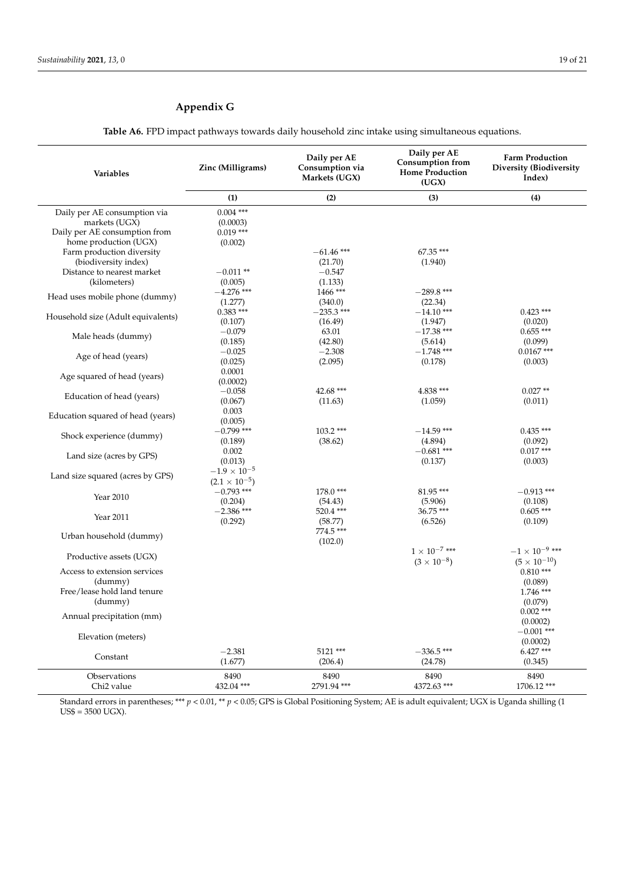## Appendix G

**Table A6.** FPD impact pathways towards daily household zinc intake using simultaneous equations.

| Variables | Zinc (Milligrams) | Daily per AE Consumption via Markets (UGX) | Daily per AE Consumption from Home Production (UGX) | Farm Production Diversity (Biodiversity Index) |
|---|---|---|---|---|
| | (1) | (2) | (3) | (4) |
| Daily per AE consumption via markets (UGX) | 0.004 *** (0.0003) | | | |
| Daily per AE consumption from home production (UGX) | 0.019 *** (0.002) | | | |
| Farm production diversity (biodiversity index) | | −61.46 *** (21.70) | 67.35 *** (1.940) | |
| Distance to nearest market (kilometers) | −0.011 ** (0.005) | −0.547 (1.133) | | |
| Head uses mobile phone (dummy) | −4.276 *** (1.277) | 1466 *** (340.0) | −289.8 *** (22.34) | |
| Household size (Adult equivalents) | 0.383 *** (0.107) | −235.3 *** (16.49) | −14.10 *** (1.947) | 0.423 *** (0.020) |
| Male heads (dummy) | −0.079 (0.185) | 63.01 (42.80) | −17.38 *** (5.614) | 0.655 *** (0.099) |
| Age of head (years) | −0.025 (0.025) | −2.308 (2.095) | −1.748 *** (0.178) | 0.0167 *** (0.003) |
| Age squared of head (years) | 0.0001 (0.0002) | | | |
| Education of head (years) | −0.058 (0.067) | 42.68 *** (11.63) | 4.838 *** (1.059) | 0.027 ** (0.011) |
| Education squared of head (years) | 0.003 (0.005) | | | |
| Shock experience (dummy) | −0.799 *** (0.189) | 103.2 *** (38.62) | −14.59 *** (4.894) | 0.435 *** (0.092) |
| Land size (acres by GPS) | 0.002 (0.013) | | −0.681 *** (0.137) | 0.017 *** (0.003) |
| Land size squared (acres by GPS) | $-1.9 \times 10^{-5}$ $(2.1 \times 10^{-5})$ | | | |
| Year 2010 | −0.793 *** (0.204) | 178.0 *** (54.43) | 81.95 *** (5.906) | −0.913 *** (0.108) |
| Year 2011 | −2.386 *** (0.292) | 520.4 *** (58.77) | 36.75 *** (6.526) | 0.605 *** (0.109) |
| Urban household (dummy) | | 774.5 *** (102.0) | | |
| Productive assets (UGX) | | | $1 \times 10^{-7}$ *** $(3 \times 10^{-8})$ | $-1 \times 10^{-9}$ *** $(5 \times 10^{-10})$ |
| Access to extension services (dummy) | | | | 0.810 *** (0.089) |
| Free/lease hold land tenure (dummy) | | | | 1.746 *** (0.079) |
| Annual precipitation (mm) | | | | 0.002 *** (0.0002) |
| Elevation (meters) | | | | −0.001 *** (0.0002) |
| Constant | −2.381 (1.677) | 5121 *** (206.4) | −336.5 *** (24.78) | 6.427 *** (0.345) |
| Observations | 8490 | 8490 | 8490 | 8490 |
| Chi2 value | 432.04 *** | 2791.94 *** | 4372.63 *** | 1706.12 *** |

Standard errors in parentheses; *** $p < 0.01$, ** $p < 0.05$; GPS is Global Positioning System; AE is adult equivalent; UGX is Uganda shilling (1 US$ = 3500 UGX).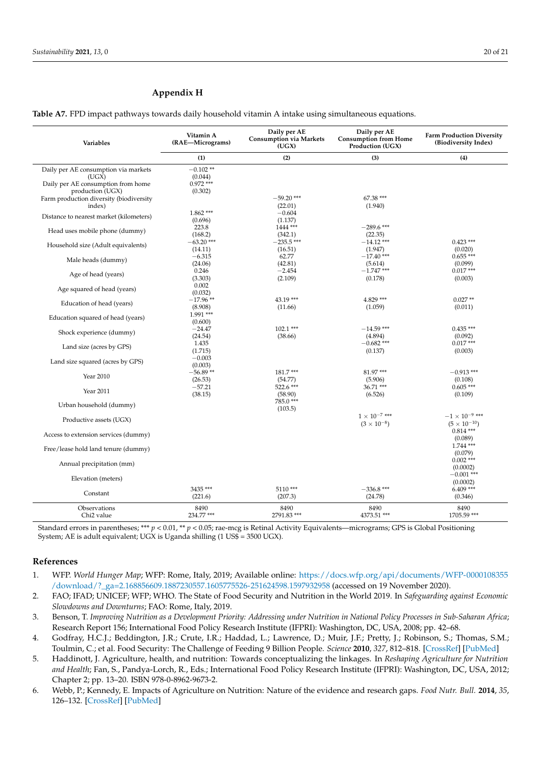## Appendix H

**Table A7.** FPD impact pathways towards daily household vitamin A intake using simultaneous equations.

| Variables | Vitamin A (RAE—Micrograms) | Daily per AE Consumption via Markets (UGX) | Daily per AE Consumption from Home Production (UGX) | Farm Production Diversity (Biodiversity Index) |
|---|---|---|---|---|
| | (1) | (2) | (3) | (4) |
| Daily per AE consumption via markets (UGX) | −0.102 ** | | | |
| | (0.044) | | | |
| Daily per AE consumption from home production (UGX) | 0.972 *** | | | |
| | (0.302) | | | |
| Farm production diversity (biodiversity index) | | −59.20 *** | 67.38 *** | |
| | | (22.01) | (1.940) | |
| Distance to nearest market (kilometers) | 1.862 *** | −0.604 | | |
| | (0.696) | (1.137) | | |
| Head uses mobile phone (dummy) | 223.8 | 1444 *** | −289.6 *** | |
| | (168.2) | (342.1) | (22.35) | |
| Household size (Adult equivalents) | −63.20 *** | −235.5 *** | −14.12 *** | 0.423 *** |
| | (14.11) | (16.51) | (1.947) | (0.020) |
| Male heads (dummy) | −6.315 | 62.77 | −17.40 *** | 0.655 *** |
| | (24.06) | (42.81) | (5.614) | (0.099) |
| Age of head (years) | 0.246 | −2.454 | −1.747 *** | 0.017 *** |
| | (3.303) | (2.109) | (0.178) | (0.003) |
| Age squared of head (years) | 0.002 | | | |
| | (0.032) | | | |
| Education of head (years) | −17.96 ** | 43.19 *** | 4.829 *** | 0.027 ** |
| | (8.908) | (11.66) | (1.059) | (0.011) |
| Education squared of head (years) | 1.991 *** | | | |
| | (0.600) | | | |
| Shock experience (dummy) | −24.47 | 102.1 *** | −14.59 *** | 0.435 *** |
| | (24.54) | (38.66) | (4.894) | (0.092) |
| Land size (acres by GPS) | 1.435 | | −0.682 *** | 0.017 *** |
| | (1.715) | | (0.137) | (0.003) |
| Land size squared (acres by GPS) | −0.003 | | | |
| | (0.003) | | | |
| Year 2010 | −56.89 ** | 181.7 *** | 81.97 *** | −0.913 *** |
| | (26.53) | (54.77) | (5.906) | (0.108) |
| Year 2011 | −57.21 | 522.6 *** | 36.71 *** | 0.605 *** |
| | (38.15) | (58.90) | (6.526) | (0.109) |
| Urban household (dummy) | | 785.0 *** | | |
| | | (103.5) | | |
| Productive assets (UGX) | | | $1 \times 10^{-7}$ *** | $-1 \times 10^{-9}$ *** |
| | | | $(3 \times 10^{-8})$ | $(5 \times 10^{-10})$ |
| Access to extension services (dummy) | | | | 0.814 *** |
| | | | | (0.089) |
| Free/lease hold land tenure (dummy) | | | | 1.744 *** |
| | | | | (0.079) |
| Annual precipitation (mm) | | | | 0.002 *** |
| | | | | (0.0002) |
| Elevation (meters) | | | | −0.001 *** |
| | | | | (0.0002) |
| Constant | 3435 *** | 5110 *** | −336.8 *** | 6.409 *** |
| | (221.6) | (207.3) | (24.78) | (0.346) |
| Observations | 8490 | 8490 | 8490 | 8490 |
| Chi2 value | 234.77 *** | 2791.83 *** | 4373.51 *** | 1705.59 *** |

Standard errors in parentheses; *** $p < 0.01$, ** $p < 0.05$; rae-mcg is Retinal Activity Equivalents—micrograms; GPS is Global Positioning System; AE is adult equivalent; UGX is Uganda shilling (1 US$ = 3500 UGX).

## References

1. WFP. *World Hunger Map*; WFP: Rome, Italy, 2019; Available online: https://docs.wfp.org/api/documents/WFP-0000108355/download/?_ga=2.168856609.1887230557.1605775526-251624598.1597932958 (accessed on 19 November 2020).
2. FAO; IFAD; UNICEF; WFP; WHO. The State of Food Security and Nutrition in the World 2019. In *Safeguarding against Economic Slowdowns and Downturns*; FAO: Rome, Italy, 2019.
3. Benson, T. *Improving Nutrition as a Development Priority: Addressing under Nutrition in National Policy Processes in Sub-Saharan Africa*; Research Report 156; International Food Policy Research Institute (IFPRI): Washington, DC, USA, 2008; pp. 42–68.
4. Godfray, H.C.J.; Beddington, J.R.; Crute, I.R.; Haddad, L.; Lawrence, D.; Muir, J.F.; Pretty, J.; Robinson, S.; Thomas, S.M.; Toulmin, C.; et al. Food Security: The Challenge of Feeding 9 Billion People. *Science* **2010**, *327*, 812–818. [CrossRef] [PubMed]
5. Haddinott, J. Agriculture, health, and nutrition: Towards conceptualizing the linkages. In *Reshaping Agriculture for Nutrition and Health*; Fan, S., Pandya-Lorch, R., Eds.; International Food Policy Research Institute (IFPRI): Washington, DC, USA, 2012; Chapter 2; pp. 13–20. ISBN 978-0-8962-9673-2.
6. Webb, P.; Kennedy, E. Impacts of Agriculture on Nutrition: Nature of the evidence and research gaps. *Food Nutr. Bull.* **2014**, *35*, 126–132. [CrossRef] [PubMed]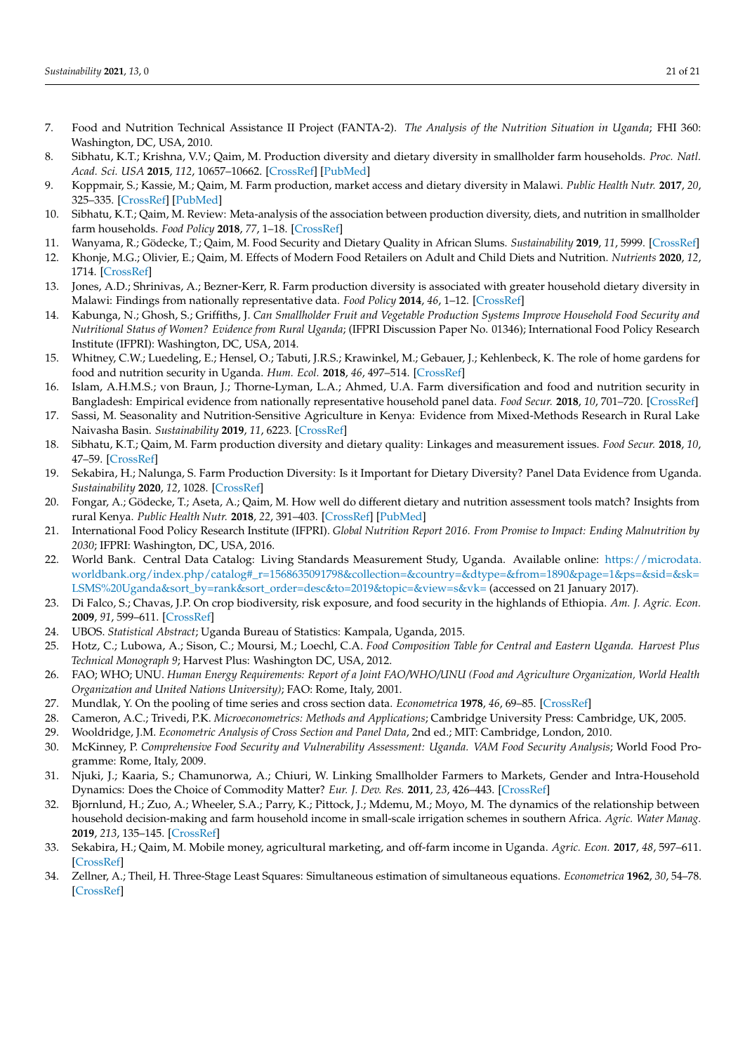7. Food and Nutrition Technical Assistance II Project (FANTA-2). *The Analysis of the Nutrition Situation in Uganda*; FHI 360: Washington, DC, USA, 2010.
8. Sibhatu, K.T.; Krishna, V.V.; Qaim, M. Production diversity and dietary diversity in smallholder farm households. *Proc. Natl. Acad. Sci. USA* **2015**, *112*, 10657–10662. [CrossRef] [PubMed]
9. Koppmair, S.; Kassie, M.; Qaim, M. Farm production, market access and dietary diversity in Malawi. *Public Health Nutr.* **2017**, *20*, 325–335. [CrossRef] [PubMed]
10. Sibhatu, K.T.; Qaim, M. Review: Meta-analysis of the association between production diversity, diets, and nutrition in smallholder farm households. *Food Policy* **2018**, *77*, 1–18. [CrossRef]
11. Wanyama, R.; Gödecke, T.; Qaim, M. Food Security and Dietary Quality in African Slums. *Sustainability* **2019**, *11*, 5999. [CrossRef]
12. Khonje, M.G.; Olivier, E.; Qaim, M. Effects of Modern Food Retailers on Adult and Child Diets and Nutrition. *Nutrients* **2020**, *12*, 1714. [CrossRef]
13. Jones, A.D.; Shrinivas, A.; Bezner-Kerr, R. Farm production diversity is associated with greater household dietary diversity in Malawi: Findings from nationally representative data. *Food Policy* **2014**, *46*, 1–12. [CrossRef]
14. Kabunga, N.; Ghosh, S.; Griffiths, J. *Can Smallholder Fruit and Vegetable Production Systems Improve Household Food Security and Nutritional Status of Women? Evidence from Rural Uganda*; (IFPRI Discussion Paper No. 01346); International Food Policy Research Institute (IFPRI): Washington, DC, USA, 2014.
15. Whitney, C.W.; Luedeling, E.; Hensel, O.; Tabuti, J.R.S.; Krawinkel, M.; Gebauer, J.; Kehlenbeck, K. The role of home gardens for food and nutrition security in Uganda. *Hum. Ecol.* **2018**, *46*, 497–514. [CrossRef]
16. Islam, A.H.M.S.; von Braun, J.; Thorne-Lyman, L.A.; Ahmed, U.A. Farm diversification and food and nutrition security in Bangladesh: Empirical evidence from nationally representative household panel data. *Food Secur.* **2018**, *10*, 701–720. [CrossRef]
17. Sassi, M. Seasonality and Nutrition-Sensitive Agriculture in Kenya: Evidence from Mixed-Methods Research in Rural Lake Naivasha Basin. *Sustainability* **2019**, *11*, 6223. [CrossRef]
18. Sibhatu, K.T.; Qaim, M. Farm production diversity and dietary quality: Linkages and measurement issues. *Food Secur.* **2018**, *10*, 47–59. [CrossRef]
19. Sekabira, H.; Nalunga, S. Farm Production Diversity: Is it Important for Dietary Diversity? Panel Data Evidence from Uganda. *Sustainability* **2020**, *12*, 1028. [CrossRef]
20. Fongar, A.; Gödecke, T.; Aseta, A.; Qaim, M. How well do different dietary and nutrition assessment tools match? Insights from rural Kenya. *Public Health Nutr.* **2018**, *22*, 391–403. [CrossRef] [PubMed]
21. International Food Policy Research Institute (IFPRI). *Global Nutrition Report 2016. From Promise to Impact: Ending Malnutrition by 2030*; IFPRI: Washington, DC, USA, 2016.
22. World Bank. Central Data Catalog: Living Standards Measurement Study, Uganda. Available online: https://microdata.worldbank.org/index.php/catalog#_r=1568635091798&collection=&country=&dtype=&from=1890&page=1&ps=&sid=&sk=LSMS%20Uganda&sort_by=rank&sort_order=desc&to=2019&topic=&view=s&vk= (accessed on 21 January 2017).
23. Di Falco, S.; Chavas, J.P. On crop biodiversity, risk exposure, and food security in the highlands of Ethiopia. *Am. J. Agric. Econ.* **2009**, *91*, 599–611. [CrossRef]
24. UBOS. *Statistical Abstract*; Uganda Bureau of Statistics: Kampala, Uganda, 2015.
25. Hotz, C.; Lubowa, A.; Sison, C.; Moursi, M.; Loechl, C.A. *Food Composition Table for Central and Eastern Uganda. Harvest Plus Technical Monograph 9*; Harvest Plus: Washington DC, USA, 2012.
26. FAO; WHO; UNU. *Human Energy Requirements: Report of a Joint FAO/WHO/UNU (Food and Agriculture Organization, World Health Organization and United Nations University)*; FAO: Rome, Italy, 2001.
27. Mundlak, Y. On the pooling of time series and cross section data. *Econometrica* **1978**, *46*, 69–85. [CrossRef]
28. Cameron, A.C.; Trivedi, P.K. *Microeconometrics: Methods and Applications*; Cambridge University Press: Cambridge, UK, 2005.
29. Wooldridge, J.M. *Econometric Analysis of Cross Section and Panel Data*, 2nd ed.; MIT: Cambridge, London, 2010.
30. McKinney, P. *Comprehensive Food Security and Vulnerability Assessment: Uganda. VAM Food Security Analysis*; World Food Programme: Rome, Italy, 2009.
31. Njuki, J.; Kaaria, S.; Chamunorwa, A.; Chiuri, W. Linking Smallholder Farmers to Markets, Gender and Intra-Household Dynamics: Does the Choice of Commodity Matter? *Eur. J. Dev. Res.* **2011**, *23*, 426–443. [CrossRef]
32. Bjornlund, H.; Zuo, A.; Wheeler, S.A.; Parry, K.; Pittock, J.; Mdemu, M.; Moyo, M. The dynamics of the relationship between household decision-making and farm household income in small-scale irrigation schemes in southern Africa. *Agric. Water Manag.* **2019**, *213*, 135–145. [CrossRef]
33. Sekabira, H.; Qaim, M. Mobile money, agricultural marketing, and off-farm income in Uganda. *Agric. Econ.* **2017**, *48*, 597–611. [CrossRef]
34. Zellner, A.; Theil, H. Three-Stage Least Squares: Simultaneous estimation of simultaneous equations. *Econometrica* **1962**, *30*, 54–78. [CrossRef]